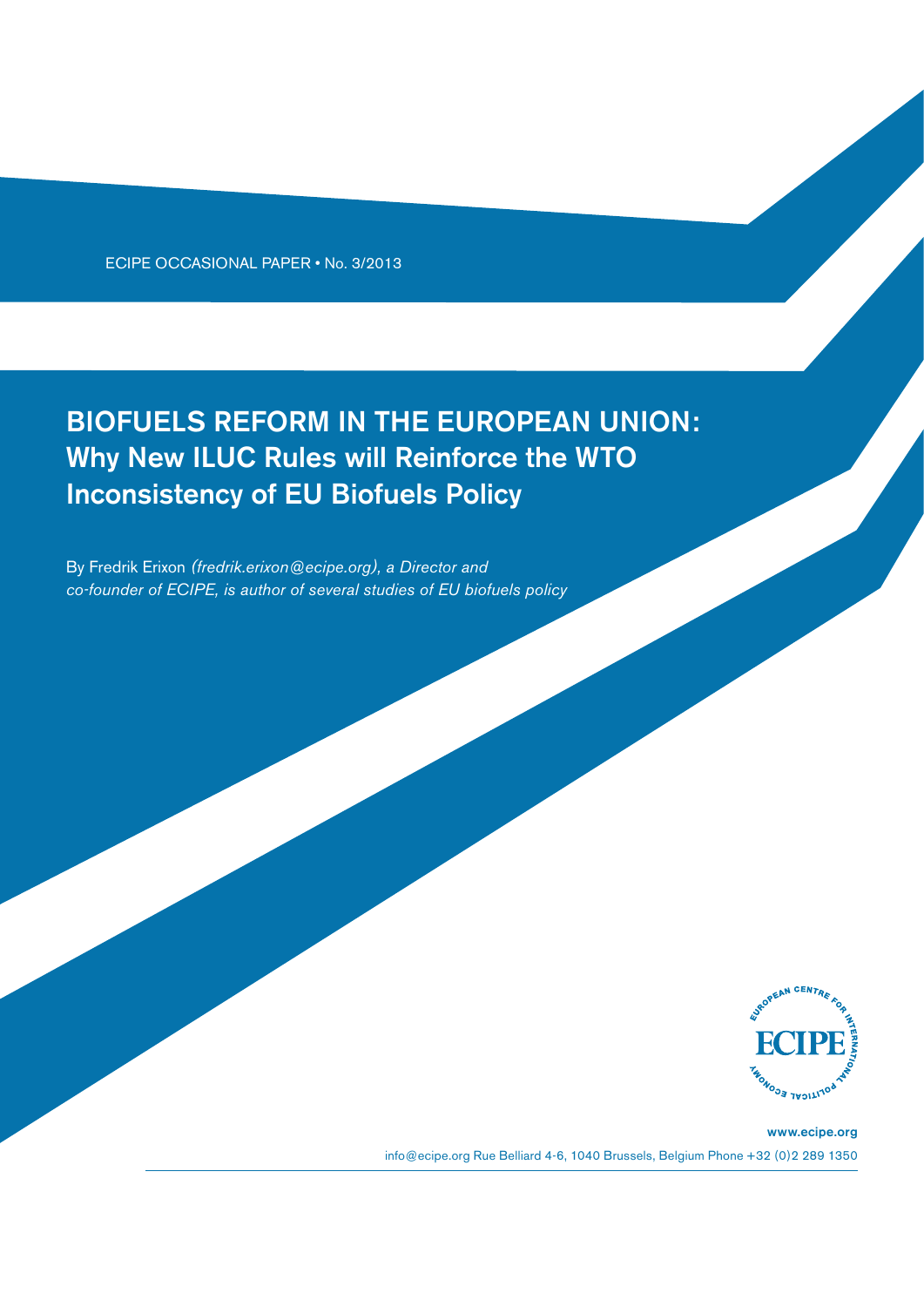ECIPE OCCASIONAL PAPER • No. 3/2013

# BIOFUELS REFORM IN THE EUROPEAN UNION: Why New ILUC Rules will Reinforce the WTO Inconsistency of EU Biofuels Policy

By Fredrik Erixon *(fredrik.erixon@ecipe.org), a Director and co-founder of ECIPE, is author of several studies of EU biofuels policy*

EUROPEAN CENTRE FOR INTERNATIONAL POLITICAL ECONOMY

ECIPE

www.ecipe.org

info@ecipe.org Rue Belliard 4-6, 1040 Brussels, Belgium Phone +32 (0)2 289 1350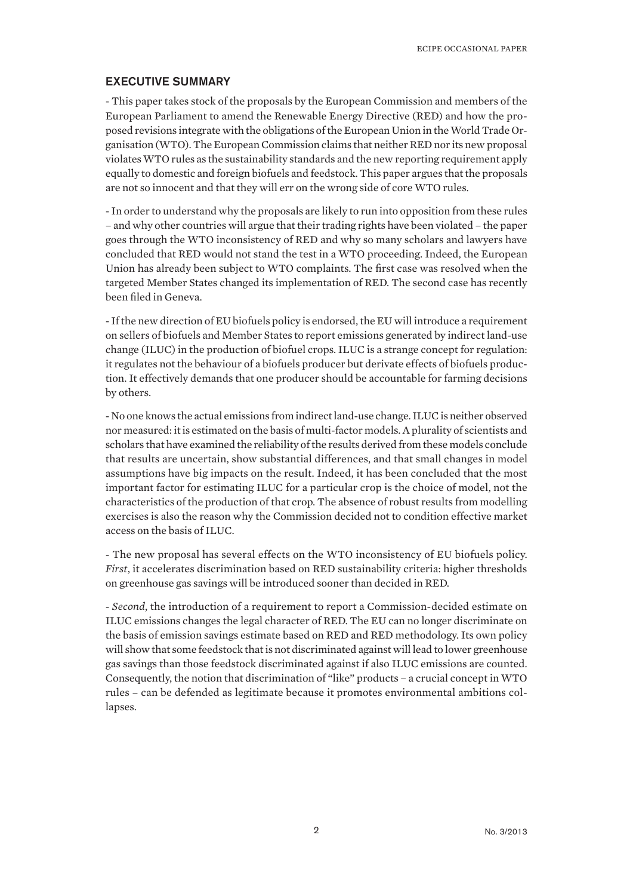## EXECUTIVE SUMMARY

- This paper takes stock of the proposals by the European Commission and members of the European Parliament to amend the Renewable Energy Directive (RED) and how the proposed revisions integrate with the obligations of the European Union in the World Trade Organisation (WTO). The European Commission claims that neither RED nor its new proposal violates WTO rules as the sustainability standards and the new reporting requirement apply equally to domestic and foreign biofuels and feedstock. This paper argues that the proposals are not so innocent and that they will err on the wrong side of core WTO rules.

- In order to understand why the proposals are likely to run into opposition from these rules – and why other countries will argue that their trading rights have been violated – the paper goes through the WTO inconsistency of RED and why so many scholars and lawyers have concluded that RED would not stand the test in a WTO proceeding. Indeed, the European Union has already been subject to WTO complaints. The first case was resolved when the targeted Member States changed its implementation of RED. The second case has recently been filed in Geneva.

- If the new direction of EU biofuels policy is endorsed, the EU will introduce a requirement on sellers of biofuels and Member States to report emissions generated by indirect land-use change (ILUC) in the production of biofuel crops. ILUC is a strange concept for regulation: it regulates not the behaviour of a biofuels producer but derivate effects of biofuels production. It effectively demands that one producer should be accountable for farming decisions by others.

- No one knows the actual emissions from indirect land-use change. ILUC is neither observed nor measured: it is estimated on the basis of multi-factor models. A plurality of scientists and scholars that have examined the reliability of the results derived from these models conclude that results are uncertain, show substantial differences, and that small changes in model assumptions have big impacts on the result. Indeed, it has been concluded that the most important factor for estimating ILUC for a particular crop is the choice of model, not the characteristics of the production of that crop. The absence of robust results from modelling exercises is also the reason why the Commission decided not to condition effective market access on the basis of ILUC.

- The new proposal has several effects on the WTO inconsistency of EU biofuels policy. *First*, it accelerates discrimination based on RED sustainability criteria: higher thresholds on greenhouse gas savings will be introduced sooner than decided in RED.

- *Second*, the introduction of a requirement to report a Commission-decided estimate on ILUC emissions changes the legal character of RED. The EU can no longer discriminate on the basis of emission savings estimate based on RED and RED methodology. Its own policy will show that some feedstock that is not discriminated against will lead to lower greenhouse gas savings than those feedstock discriminated against if also ILUC emissions are counted. Consequently, the notion that discrimination of "like" products – a crucial concept in WTO rules – can be defended as legitimate because it promotes environmental ambitions collapses.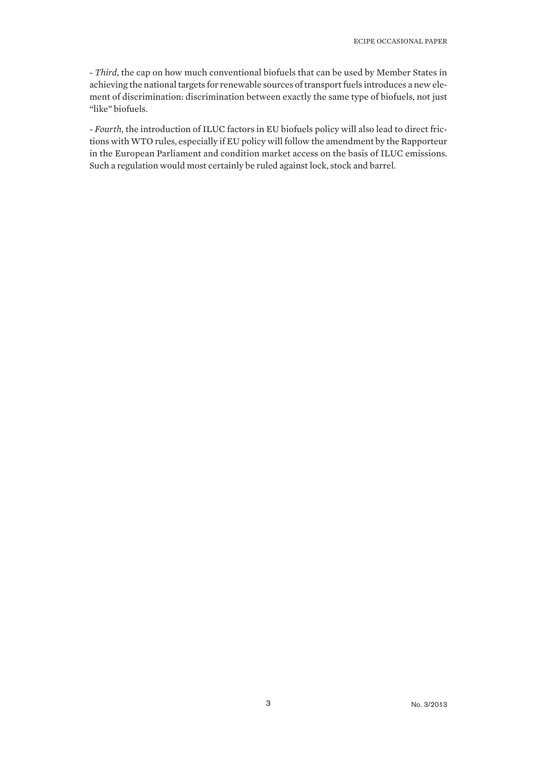- *Third*, the cap on how much conventional biofuels that can be used by Member States in achieving the national targets for renewable sources of transport fuels introduces a new element of discrimination: discrimination between exactly the same type of biofuels, not just "like" biofuels.

- *Fourth*, the introduction of ILUC factors in EU biofuels policy will also lead to direct frictions with WTO rules, especially if EU policy will follow the amendment by the Rapporteur in the European Parliament and condition market access on the basis of ILUC emissions. Such a regulation would most certainly be ruled against lock, stock and barrel.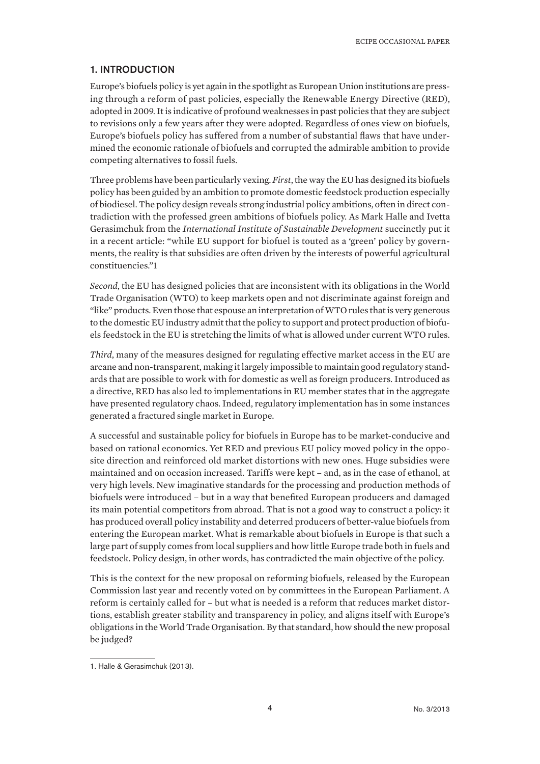## 1. INTRODUCTION

Europe's biofuels policy is yet again in the spotlight as European Union institutions are pressing through a reform of past policies, especially the Renewable Energy Directive (RED), adopted in 2009. It is indicative of profound weaknesses in past policies that they are subject to revisions only a few years after they were adopted. Regardless of ones view on biofuels, Europe's biofuels policy has suffered from a number of substantial flaws that have undermined the economic rationale of biofuels and corrupted the admirable ambition to provide competing alternatives to fossil fuels.

Three problems have been particularly vexing. *First*, the way the EU has designed its biofuels policy has been guided by an ambition to promote domestic feedstock production especially of biodiesel. The policy design reveals strong industrial policy ambitions, often in direct contradiction with the professed green ambitions of biofuels policy. As Mark Halle and Ivetta Gerasimchuk from the *International Institute of Sustainable Development* succinctly put it in a recent article: "while EU support for biofuel is touted as a 'green' policy by governments, the reality is that subsidies are often driven by the interests of powerful agricultural constituencies."[1]

*Second*, the EU has designed policies that are inconsistent with its obligations in the World Trade Organisation (WTO) to keep markets open and not discriminate against foreign and "like" products. Even those that espouse an interpretation of WTO rules that is very generous to the domestic EU industry admit that the policy to support and protect production of biofuels feedstock in the EU is stretching the limits of what is allowed under current WTO rules.

*Third*, many of the measures designed for regulating effective market access in the EU are arcane and non-transparent, making it largely impossible to maintain good regulatory standards that are possible to work with for domestic as well as foreign producers. Introduced as a directive, RED has also led to implementations in EU member states that in the aggregate have presented regulatory chaos. Indeed, regulatory implementation has in some instances generated a fractured single market in Europe.

A successful and sustainable policy for biofuels in Europe has to be market-conducive and based on rational economics. Yet RED and previous EU policy moved policy in the opposite direction and reinforced old market distortions with new ones. Huge subsidies were maintained and on occasion increased. Tariffs were kept – and, as in the case of ethanol, at very high levels. New imaginative standards for the processing and production methods of biofuels were introduced – but in a way that benefited European producers and damaged its main potential competitors from abroad. That is not a good way to construct a policy: it has produced overall policy instability and deterred producers of better-value biofuels from entering the European market. What is remarkable about biofuels in Europe is that such a large part of supply comes from local suppliers and how little Europe trade both in fuels and feedstock. Policy design, in other words, has contradicted the main objective of the policy.

This is the context for the new proposal on reforming biofuels, released by the European Commission last year and recently voted on by committees in the European Parliament. A reform is certainly called for – but what is needed is a reform that reduces market distortions, establish greater stability and transparency in policy, and aligns itself with Europe's obligations in the World Trade Organisation. By that standard, how should the new proposal be judged?

---

1. Halle & Gerasimchuk (2013).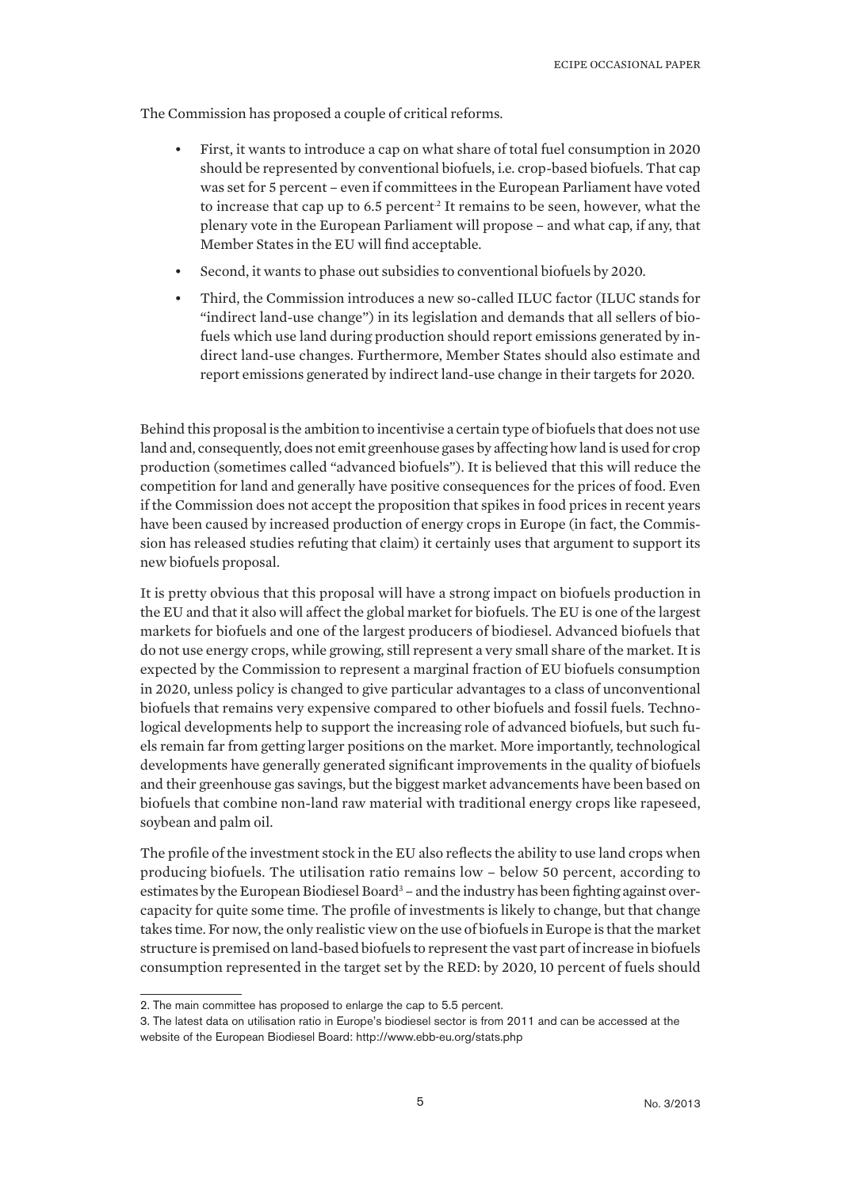The Commission has proposed a couple of critical reforms.

- First, it wants to introduce a cap on what share of total fuel consumption in 2020 should be represented by conventional biofuels, i.e. crop-based biofuels. That cap was set for 5 percent – even if committees in the European Parliament have voted to increase that cap up to 6.5 percent.[2] It remains to be seen, however, what the plenary vote in the European Parliament will propose – and what cap, if any, that Member States in the EU will find acceptable.
- Second, it wants to phase out subsidies to conventional biofuels by 2020.
- Third, the Commission introduces a new so-called ILUC factor (ILUC stands for "indirect land-use change") in its legislation and demands that all sellers of biofuels which use land during production should report emissions generated by indirect land-use changes. Furthermore, Member States should also estimate and report emissions generated by indirect land-use change in their targets for 2020.

Behind this proposal is the ambition to incentivise a certain type of biofuels that does not use land and, consequently, does not emit greenhouse gases by affecting how land is used for crop production (sometimes called "advanced biofuels"). It is believed that this will reduce the competition for land and generally have positive consequences for the prices of food. Even if the Commission does not accept the proposition that spikes in food prices in recent years have been caused by increased production of energy crops in Europe (in fact, the Commission has released studies refuting that claim) it certainly uses that argument to support its new biofuels proposal.

It is pretty obvious that this proposal will have a strong impact on biofuels production in the EU and that it also will affect the global market for biofuels. The EU is one of the largest markets for biofuels and one of the largest producers of biodiesel. Advanced biofuels that do not use energy crops, while growing, still represent a very small share of the market. It is expected by the Commission to represent a marginal fraction of EU biofuels consumption in 2020, unless policy is changed to give particular advantages to a class of unconventional biofuels that remains very expensive compared to other biofuels and fossil fuels. Technological developments help to support the increasing role of advanced biofuels, but such fuels remain far from getting larger positions on the market. More importantly, technological developments have generally generated significant improvements in the quality of biofuels and their greenhouse gas savings, but the biggest market advancements have been based on biofuels that combine non-land raw material with traditional energy crops like rapeseed, soybean and palm oil.

The profile of the investment stock in the EU also reflects the ability to use land crops when producing biofuels. The utilisation ratio remains low – below 50 percent, according to estimates by the European Biodiesel Board[3] – and the industry has been fighting against overcapacity for quite some time. The profile of investments is likely to change, but that change takes time. For now, the only realistic view on the use of biofuels in Europe is that the market structure is premised on land-based biofuels to represent the vast part of increase in biofuels consumption represented in the target set by the RED: by 2020, 10 percent of fuels should

---

2. The main committee has proposed to enlarge the cap to 5.5 percent.

3. The latest data on utilisation ratio in Europe's biodiesel sector is from 2011 and can be accessed at the website of the European Biodiesel Board: http://www.ebb-eu.org/stats.php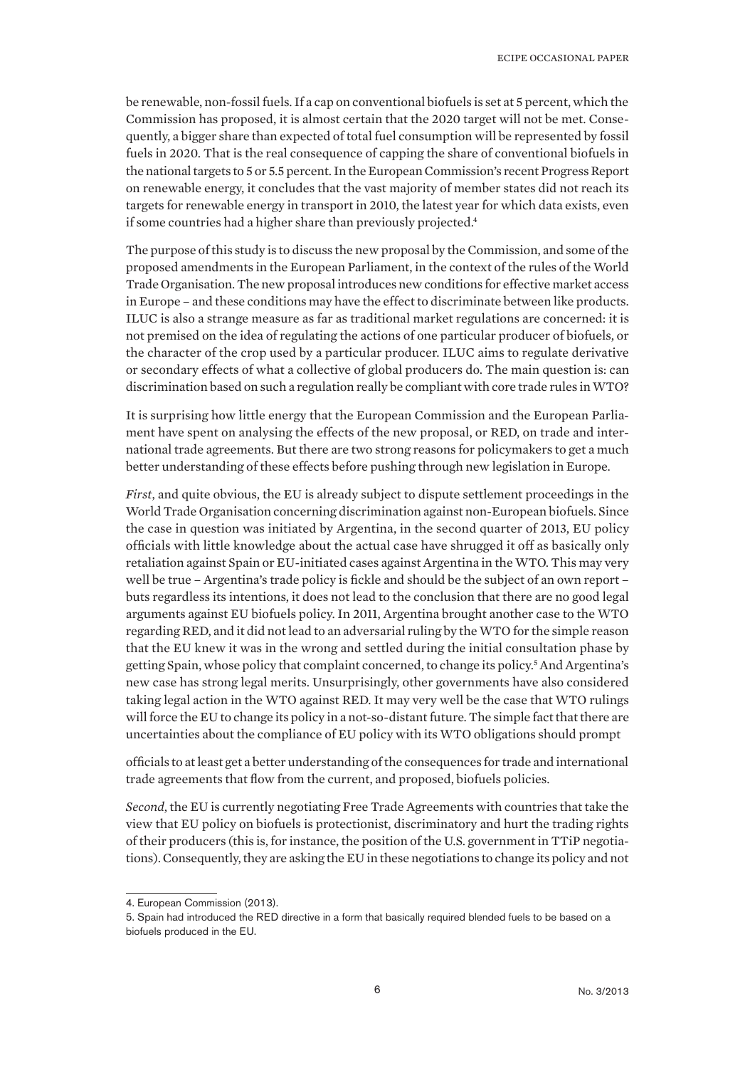be renewable, non-fossil fuels. If a cap on conventional biofuels is set at 5 percent, which the Commission has proposed, it is almost certain that the 2020 target will not be met. Consequently, a bigger share than expected of total fuel consumption will be represented by fossil fuels in 2020. That is the real consequence of capping the share of conventional biofuels in the national targets to 5 or 5.5 percent. In the European Commission's recent Progress Report on renewable energy, it concludes that the vast majority of member states did not reach its targets for renewable energy in transport in 2010, the latest year for which data exists, even if some countries had a higher share than previously projected.[4]

The purpose of this study is to discuss the new proposal by the Commission, and some of the proposed amendments in the European Parliament, in the context of the rules of the World Trade Organisation. The new proposal introduces new conditions for effective market access in Europe – and these conditions may have the effect to discriminate between like products. ILUC is also a strange measure as far as traditional market regulations are concerned: it is not premised on the idea of regulating the actions of one particular producer of biofuels, or the character of the crop used by a particular producer. ILUC aims to regulate derivative or secondary effects of what a collective of global producers do. The main question is: can discrimination based on such a regulation really be compliant with core trade rules in WTO?

It is surprising how little energy that the European Commission and the European Parliament have spent on analysing the effects of the new proposal, or RED, on trade and international trade agreements. But there are two strong reasons for policymakers to get a much better understanding of these effects before pushing through new legislation in Europe.

*First*, and quite obvious, the EU is already subject to dispute settlement proceedings in the World Trade Organisation concerning discrimination against non-European biofuels. Since the case in question was initiated by Argentina, in the second quarter of 2013, EU policy officials with little knowledge about the actual case have shrugged it off as basically only retaliation against Spain or EU-initiated cases against Argentina in the WTO. This may very well be true – Argentina's trade policy is fickle and should be the subject of an own report – buts regardless its intentions, it does not lead to the conclusion that there are no good legal arguments against EU biofuels policy. In 2011, Argentina brought another case to the WTO regarding RED, and it did not lead to an adversarial ruling by the WTO for the simple reason that the EU knew it was in the wrong and settled during the initial consultation phase by getting Spain, whose policy that complaint concerned, to change its policy.[5] And Argentina's new case has strong legal merits. Unsurprisingly, other governments have also considered taking legal action in the WTO against RED. It may very well be the case that WTO rulings will force the EU to change its policy in a not-so-distant future. The simple fact that there are uncertainties about the compliance of EU policy with its WTO obligations should prompt officials to at least get a better understanding of the consequences for trade and international trade agreements that flow from the current, and proposed, biofuels policies.

*Second*, the EU is currently negotiating Free Trade Agreements with countries that take the view that EU policy on biofuels is protectionist, discriminatory and hurt the trading rights of their producers (this is, for instance, the position of the U.S. government in TTiP negotiations). Consequently, they are asking the EU in these negotiations to change its policy and not

4. European Commission (2013).

5. Spain had introduced the RED directive in a form that basically required blended fuels to be based on a biofuels produced in the EU.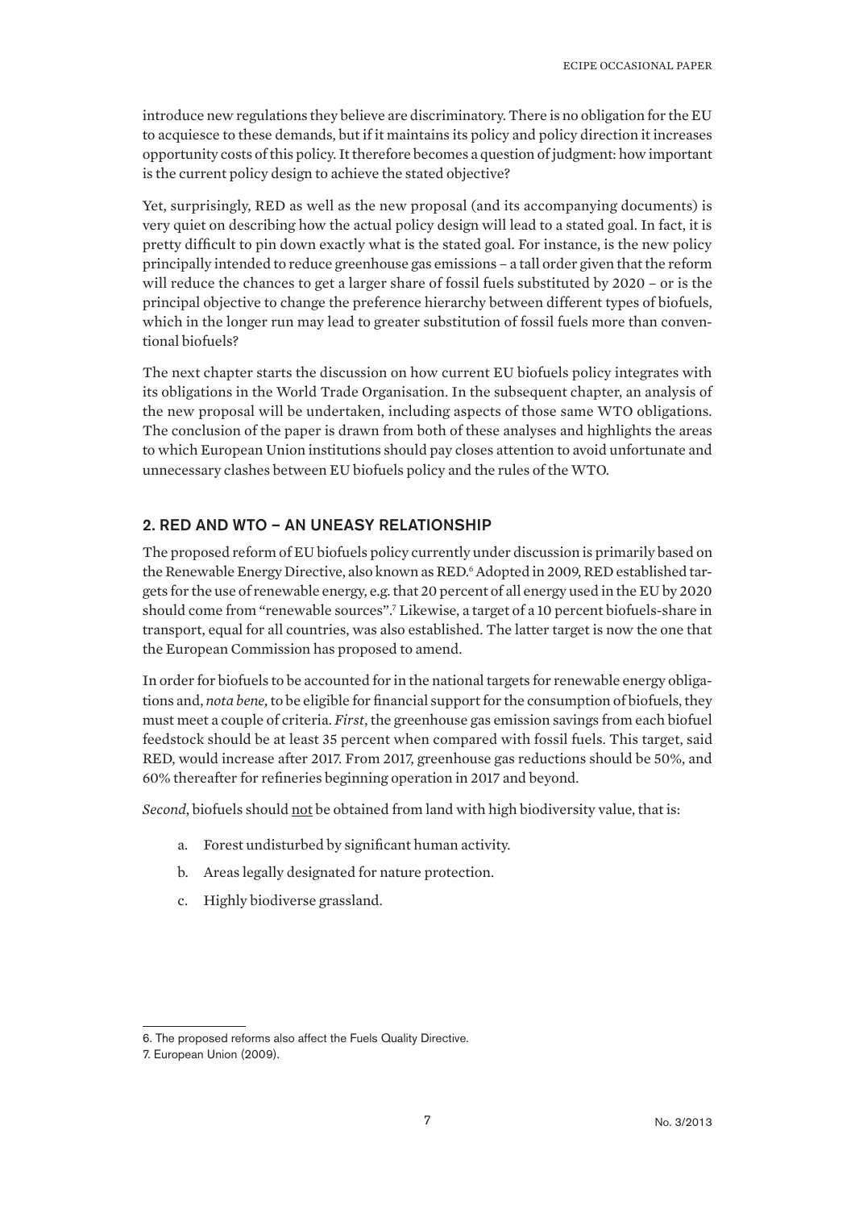introduce new regulations they believe are discriminatory. There is no obligation for the EU to acquiesce to these demands, but if it maintains its policy and policy direction it increases opportunity costs of this policy. It therefore becomes a question of judgment: how important is the current policy design to achieve the stated objective?

Yet, surprisingly, RED as well as the new proposal (and its accompanying documents) is very quiet on describing how the actual policy design will lead to a stated goal. In fact, it is pretty difficult to pin down exactly what is the stated goal. For instance, is the new policy principally intended to reduce greenhouse gas emissions – a tall order given that the reform will reduce the chances to get a larger share of fossil fuels substituted by 2020 – or is the principal objective to change the preference hierarchy between different types of biofuels, which in the longer run may lead to greater substitution of fossil fuels more than conventional biofuels?

The next chapter starts the discussion on how current EU biofuels policy integrates with its obligations in the World Trade Organisation. In the subsequent chapter, an analysis of the new proposal will be undertaken, including aspects of those same WTO obligations. The conclusion of the paper is drawn from both of these analyses and highlights the areas to which European Union institutions should pay closes attention to avoid unfortunate and unnecessary clashes between EU biofuels policy and the rules of the WTO.

## 2. RED AND WTO – AN UNEASY RELATIONSHIP

The proposed reform of EU biofuels policy currently under discussion is primarily based on the Renewable Energy Directive, also known as RED.[6] Adopted in 2009, RED established targets for the use of renewable energy, e.g. that 20 percent of all energy used in the EU by 2020 should come from "renewable sources".[7] Likewise, a target of a 10 percent biofuels-share in transport, equal for all countries, was also established. The latter target is now the one that the European Commission has proposed to amend.

In order for biofuels to be accounted for in the national targets for renewable energy obligations and, *nota bene,* to be eligible for financial support for the consumption of biofuels, they must meet a couple of criteria. *First*, the greenhouse gas emission savings from each biofuel feedstock should be at least 35 percent when compared with fossil fuels. This target, said RED, would increase after 2017. From 2017, greenhouse gas reductions should be 50%, and 60% thereafter for refineries beginning operation in 2017 and beyond.

*Second*, biofuels should <u>not</u> be obtained from land with high biodiversity value, that is:

a. Forest undisturbed by significant human activity.
b. Areas legally designated for nature protection.
c. Highly biodiverse grassland.

---

6. The proposed reforms also affect the Fuels Quality Directive.
7. European Union (2009).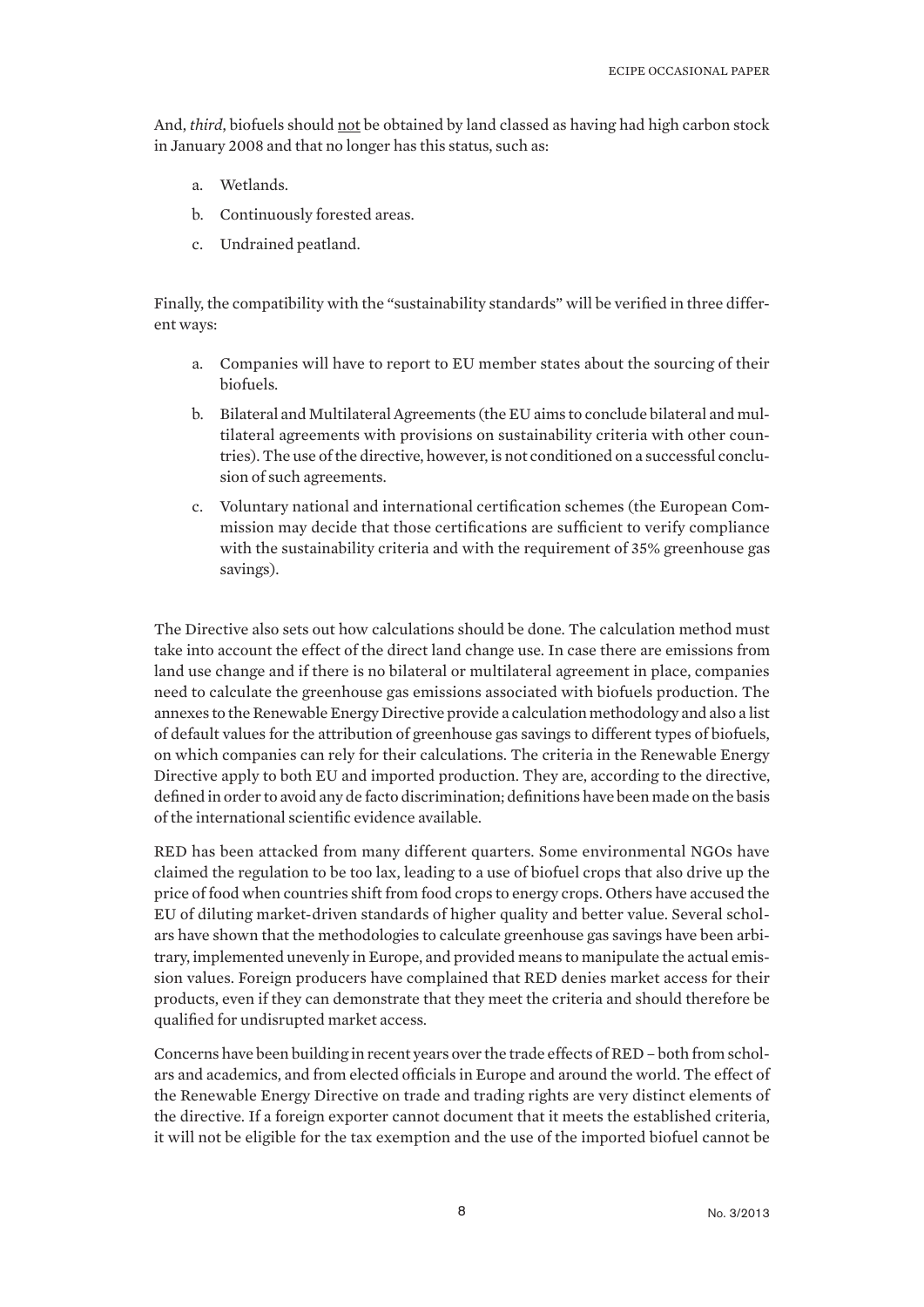And, *third*, biofuels should not be obtained by land classed as having had high carbon stock in January 2008 and that no longer has this status, such as:

a. Wetlands.
b. Continuously forested areas.
c. Undrained peatland.

Finally, the compatibility with the "sustainability standards" will be verified in three different ways:

a. Companies will have to report to EU member states about the sourcing of their biofuels.
b. Bilateral and Multilateral Agreements (the EU aims to conclude bilateral and multilateral agreements with provisions on sustainability criteria with other countries). The use of the directive, however, is not conditioned on a successful conclusion of such agreements.
c. Voluntary national and international certification schemes (the European Commission may decide that those certifications are sufficient to verify compliance with the sustainability criteria and with the requirement of 35% greenhouse gas savings).

The Directive also sets out how calculations should be done. The calculation method must take into account the effect of the direct land change use. In case there are emissions from land use change and if there is no bilateral or multilateral agreement in place, companies need to calculate the greenhouse gas emissions associated with biofuels production. The annexes to the Renewable Energy Directive provide a calculation methodology and also a list of default values for the attribution of greenhouse gas savings to different types of biofuels, on which companies can rely for their calculations. The criteria in the Renewable Energy Directive apply to both EU and imported production. They are, according to the directive, defined in order to avoid any de facto discrimination; definitions have been made on the basis of the international scientific evidence available.

RED has been attacked from many different quarters. Some environmental NGOs have claimed the regulation to be too lax, leading to a use of biofuel crops that also drive up the price of food when countries shift from food crops to energy crops. Others have accused the EU of diluting market-driven standards of higher quality and better value. Several scholars have shown that the methodologies to calculate greenhouse gas savings have been arbitrary, implemented unevenly in Europe, and provided means to manipulate the actual emission values. Foreign producers have complained that RED denies market access for their products, even if they can demonstrate that they meet the criteria and should therefore be qualified for undisrupted market access.

Concerns have been building in recent years over the trade effects of RED – both from scholars and academics, and from elected officials in Europe and around the world. The effect of the Renewable Energy Directive on trade and trading rights are very distinct elements of the directive. If a foreign exporter cannot document that it meets the established criteria, it will not be eligible for the tax exemption and the use of the imported biofuel cannot be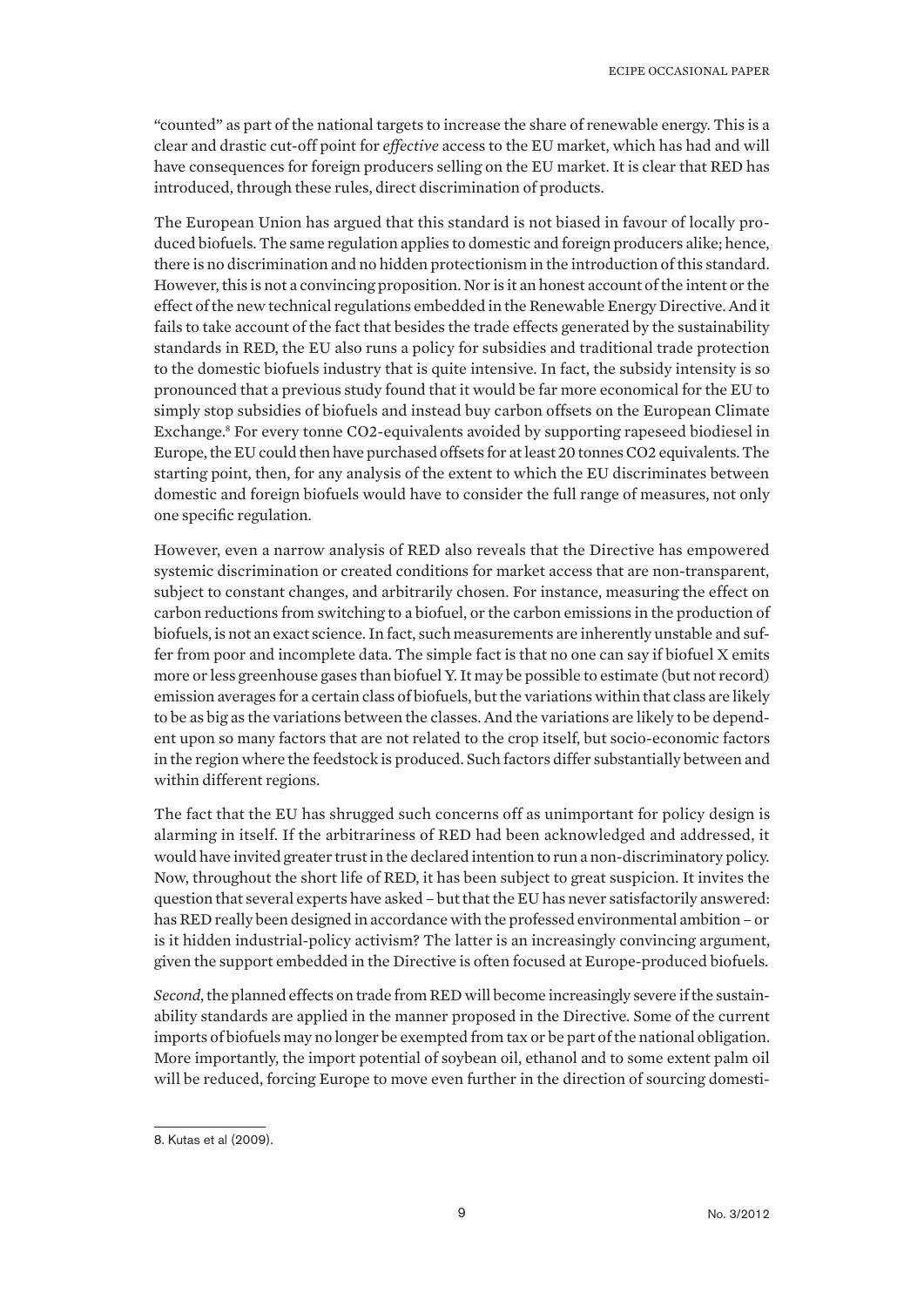"counted" as part of the national targets to increase the share of renewable energy. This is a clear and drastic cut-off point for *effective* access to the EU market, which has had and will have consequences for foreign producers selling on the EU market. It is clear that RED has introduced, through these rules, direct discrimination of products.

The European Union has argued that this standard is not biased in favour of locally produced biofuels. The same regulation applies to domestic and foreign producers alike; hence, there is no discrimination and no hidden protectionism in the introduction of this standard. However, this is not a convincing proposition. Nor is it an honest account of the intent or the effect of the new technical regulations embedded in the Renewable Energy Directive. And it fails to take account of the fact that besides the trade effects generated by the sustainability standards in RED, the EU also runs a policy for subsidies and traditional trade protection to the domestic biofuels industry that is quite intensive. In fact, the subsidy intensity is so pronounced that a previous study found that it would be far more economical for the EU to simply stop subsidies of biofuels and instead buy carbon offsets on the European Climate Exchange.[8] For every tonne CO2-equivalents avoided by supporting rapeseed biodiesel in Europe, the EU could then have purchased offsets for at least 20 tonnes CO2 equivalents. The starting point, then, for any analysis of the extent to which the EU discriminates between domestic and foreign biofuels would have to consider the full range of measures, not only one specific regulation.

However, even a narrow analysis of RED also reveals that the Directive has empowered systemic discrimination or created conditions for market access that are non-transparent, subject to constant changes, and arbitrarily chosen. For instance, measuring the effect on carbon reductions from switching to a biofuel, or the carbon emissions in the production of biofuels, is not an exact science. In fact, such measurements are inherently unstable and suffer from poor and incomplete data. The simple fact is that no one can say if biofuel X emits more or less greenhouse gases than biofuel Y. It may be possible to estimate (but not record) emission averages for a certain class of biofuels, but the variations within that class are likely to be as big as the variations between the classes. And the variations are likely to be dependent upon so many factors that are not related to the crop itself, but socio-economic factors in the region where the feedstock is produced. Such factors differ substantially between and within different regions.

The fact that the EU has shrugged such concerns off as unimportant for policy design is alarming in itself. If the arbitrariness of RED had been acknowledged and addressed, it would have invited greater trust in the declared intention to run a non-discriminatory policy. Now, throughout the short life of RED, it has been subject to great suspicion. It invites the question that several experts have asked – but that the EU has never satisfactorily answered: has RED really been designed in accordance with the professed environmental ambition – or is it hidden industrial-policy activism? The latter is an increasingly convincing argument, given the support embedded in the Directive is often focused at Europe-produced biofuels.

*Second*, the planned effects on trade from RED will become increasingly severe if the sustainability standards are applied in the manner proposed in the Directive. Some of the current imports of biofuels may no longer be exempted from tax or be part of the national obligation. More importantly, the import potential of soybean oil, ethanol and to some extent palm oil will be reduced, forcing Europe to move even further in the direction of sourcing domesti-

8. Kutas et al (2009).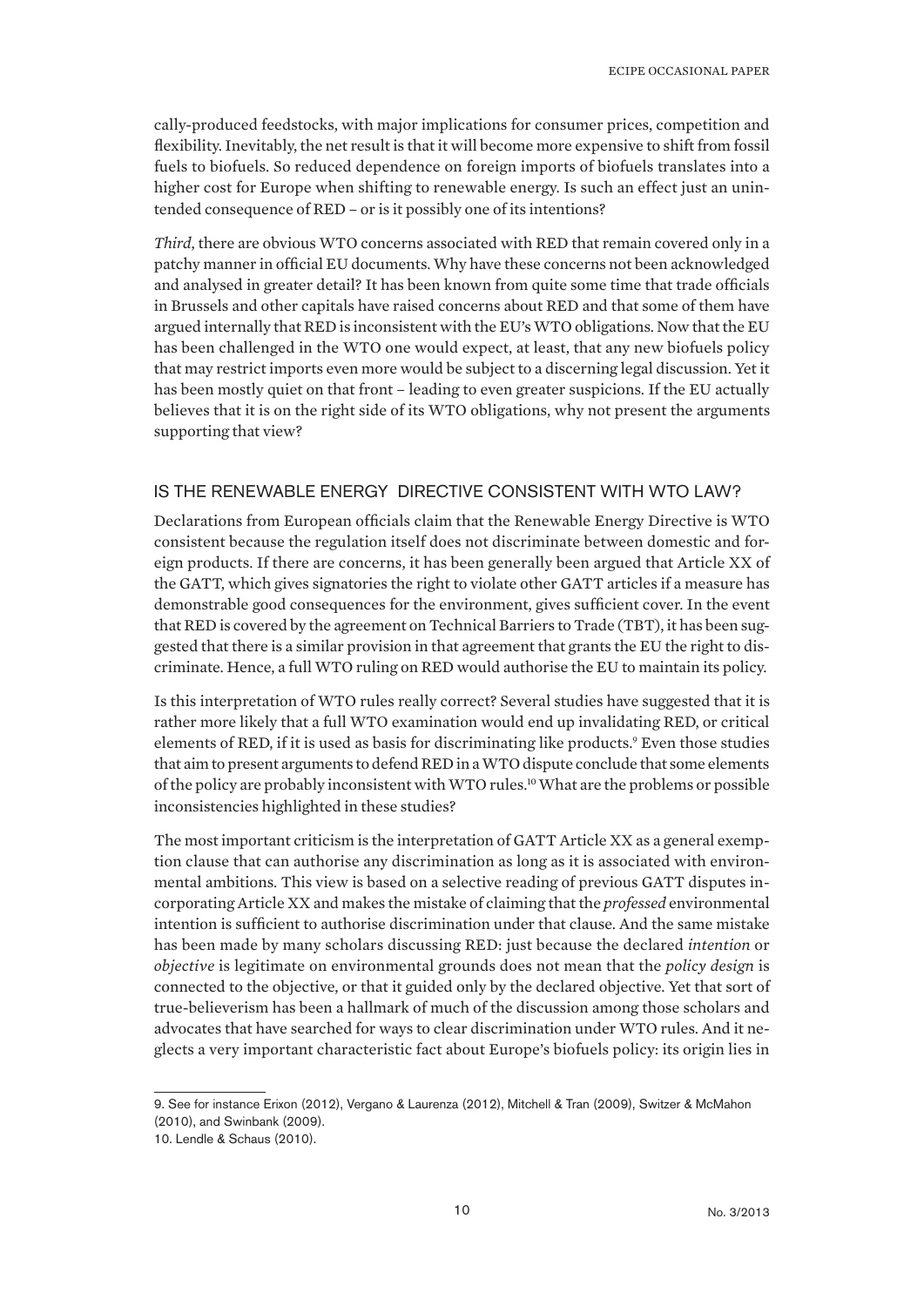cally-produced feedstocks, with major implications for consumer prices, competition and flexibility. Inevitably, the net result is that it will become more expensive to shift from fossil fuels to biofuels. So reduced dependence on foreign imports of biofuels translates into a higher cost for Europe when shifting to renewable energy. Is such an effect just an unintended consequence of RED – or is it possibly one of its intentions?

*Third*, there are obvious WTO concerns associated with RED that remain covered only in a patchy manner in official EU documents. Why have these concerns not been acknowledged and analysed in greater detail? It has been known from quite some time that trade officials in Brussels and other capitals have raised concerns about RED and that some of them have argued internally that RED is inconsistent with the EU's WTO obligations. Now that the EU has been challenged in the WTO one would expect, at least, that any new biofuels policy that may restrict imports even more would be subject to a discerning legal discussion. Yet it has been mostly quiet on that front – leading to even greater suspicions. If the EU actually believes that it is on the right side of its WTO obligations, why not present the arguments supporting that view?

## IS THE RENEWABLE ENERGY DIRECTIVE CONSISTENT WITH WTO LAW?

Declarations from European officials claim that the Renewable Energy Directive is WTO consistent because the regulation itself does not discriminate between domestic and foreign products. If there are concerns, it has been generally been argued that Article XX of the GATT, which gives signatories the right to violate other GATT articles if a measure has demonstrable good consequences for the environment, gives sufficient cover. In the event that RED is covered by the agreement on Technical Barriers to Trade (TBT), it has been suggested that there is a similar provision in that agreement that grants the EU the right to discriminate. Hence, a full WTO ruling on RED would authorise the EU to maintain its policy.

Is this interpretation of WTO rules really correct? Several studies have suggested that it is rather more likely that a full WTO examination would end up invalidating RED, or critical elements of RED, if it is used as basis for discriminating like products.[9] Even those studies that aim to present arguments to defend RED in a WTO dispute conclude that some elements of the policy are probably inconsistent with WTO rules.[10] What are the problems or possible inconsistencies highlighted in these studies?

The most important criticism is the interpretation of GATT Article XX as a general exemption clause that can authorise any discrimination as long as it is associated with environmental ambitions. This view is based on a selective reading of previous GATT disputes incorporating Article XX and makes the mistake of claiming that the *professed* environmental intention is sufficient to authorise discrimination under that clause. And the same mistake has been made by many scholars discussing RED: just because the declared *intention* or *objective* is legitimate on environmental grounds does not mean that the *policy design* is connected to the objective, or that it guided only by the declared objective. Yet that sort of true-believerism has been a hallmark of much of the discussion among those scholars and advocates that have searched for ways to clear discrimination under WTO rules. And it neglects a very important characteristic fact about Europe's biofuels policy: its origin lies in

---

9. See for instance Erixon (2012), Vergano & Laurenza (2012), Mitchell & Tran (2009), Switzer & McMahon (2010), and Swinbank (2009).

10. Lendle & Schaus (2010).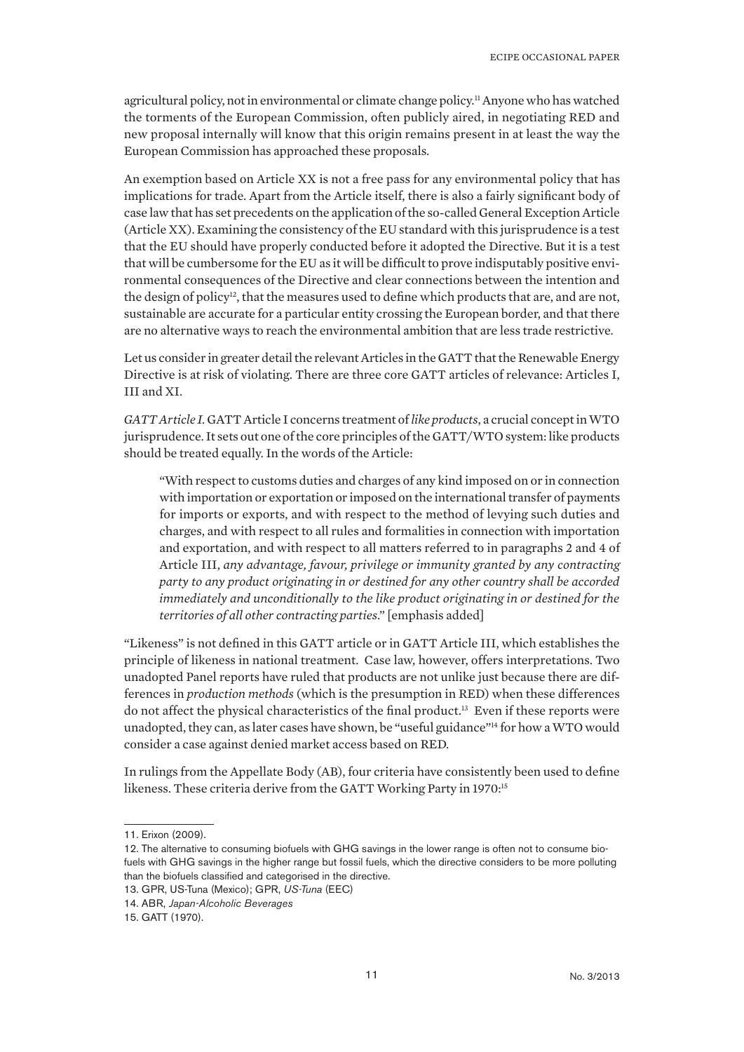agricultural policy, not in environmental or climate change policy.[11] Anyone who has watched the torments of the European Commission, often publicly aired, in negotiating RED and new proposal internally will know that this origin remains present in at least the way the European Commission has approached these proposals.

An exemption based on Article XX is not a free pass for any environmental policy that has implications for trade. Apart from the Article itself, there is also a fairly significant body of case law that has set precedents on the application of the so-called General Exception Article (Article XX). Examining the consistency of the EU standard with this jurisprudence is a test that the EU should have properly conducted before it adopted the Directive. But it is a test that will be cumbersome for the EU as it will be difficult to prove indisputably positive environmental consequences of the Directive and clear connections between the intention and the design of policy[12], that the measures used to define which products that are, and are not, sustainable are accurate for a particular entity crossing the European border, and that there are no alternative ways to reach the environmental ambition that are less trade restrictive.

Let us consider in greater detail the relevant Articles in the GATT that the Renewable Energy Directive is at risk of violating. There are three core GATT articles of relevance: Articles I, III and XI.

*GATT Article I*. GATT Article I concerns treatment of *like products*, a crucial concept in WTO jurisprudence. It sets out one of the core principles of the GATT/WTO system: like products should be treated equally. In the words of the Article:

> "With respect to customs duties and charges of any kind imposed on or in connection with importation or exportation or imposed on the international transfer of payments for imports or exports, and with respect to the method of levying such duties and charges, and with respect to all rules and formalities in connection with importation and exportation, and with respect to all matters referred to in paragraphs 2 and 4 of Article III, *any advantage, favour, privilege or immunity granted by any contracting party to any product originating in or destined for any other country shall be accorded immediately and unconditionally to the like product originating in or destined for the territories of all other contracting parties*." [emphasis added]

"Likeness" is not defined in this GATT article or in GATT Article III, which establishes the principle of likeness in national treatment. Case law, however, offers interpretations. Two unadopted Panel reports have ruled that products are not unlike just because there are differences in *production methods* (which is the presumption in RED) when these differences do not affect the physical characteristics of the final product.[13] Even if these reports were unadopted, they can, as later cases have shown, be "useful guidance"[14] for how a WTO would consider a case against denied market access based on RED.

In rulings from the Appellate Body (AB), four criteria have consistently been used to define likeness. These criteria derive from the GATT Working Party in 1970:[15]

---

11. Erixon (2009).

12. The alternative to consuming biofuels with GHG savings in the lower range is often not to consume biofuels with GHG savings in the higher range but fossil fuels, which the directive considers to be more polluting than the biofuels classified and categorised in the directive.

13. GPR, US-Tuna (Mexico); GPR, *US-Tuna* (EEC)

14. ABR, *Japan-Alcoholic Beverages*

15. GATT (1970).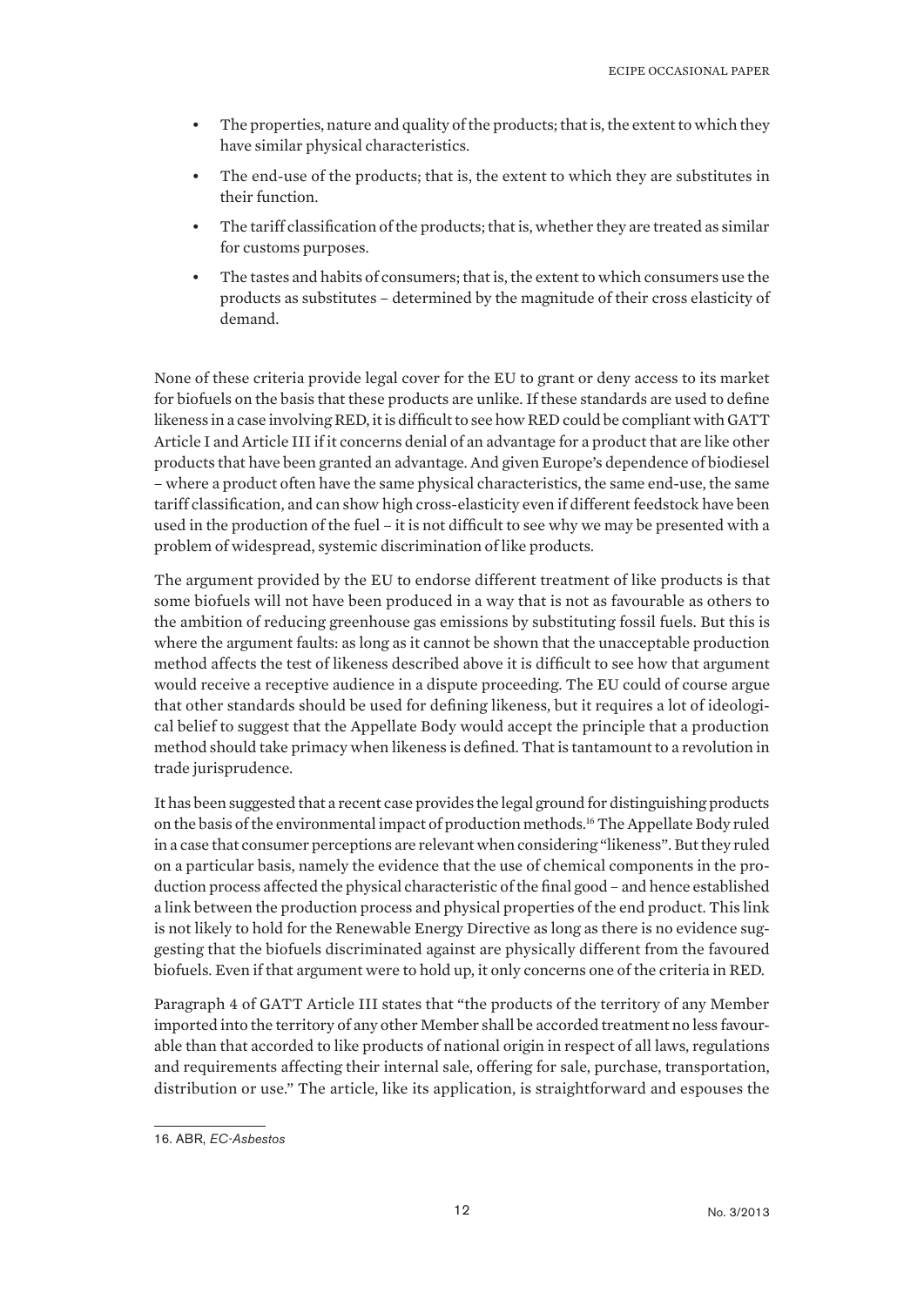- The properties, nature and quality of the products; that is, the extent to which they have similar physical characteristics.
- The end-use of the products; that is, the extent to which they are substitutes in their function.
- The tariff classification of the products; that is, whether they are treated as similar for customs purposes.
- The tastes and habits of consumers; that is, the extent to which consumers use the products as substitutes – determined by the magnitude of their cross elasticity of demand.

None of these criteria provide legal cover for the EU to grant or deny access to its market for biofuels on the basis that these products are unlike. If these standards are used to define likeness in a case involving RED, it is difficult to see how RED could be compliant with GATT Article I and Article III if it concerns denial of an advantage for a product that are like other products that have been granted an advantage. And given Europe's dependence of biodiesel – where a product often have the same physical characteristics, the same end-use, the same tariff classification, and can show high cross-elasticity even if different feedstock have been used in the production of the fuel – it is not difficult to see why we may be presented with a problem of widespread, systemic discrimination of like products.

The argument provided by the EU to endorse different treatment of like products is that some biofuels will not have been produced in a way that is not as favourable as others to the ambition of reducing greenhouse gas emissions by substituting fossil fuels. But this is where the argument faults: as long as it cannot be shown that the unacceptable production method affects the test of likeness described above it is difficult to see how that argument would receive a receptive audience in a dispute proceeding. The EU could of course argue that other standards should be used for defining likeness, but it requires a lot of ideological belief to suggest that the Appellate Body would accept the principle that a production method should take primacy when likeness is defined. That is tantamount to a revolution in trade jurisprudence.

It has been suggested that a recent case provides the legal ground for distinguishing products on the basis of the environmental impact of production methods.[16] The Appellate Body ruled in a case that consumer perceptions are relevant when considering "likeness". But they ruled on a particular basis, namely the evidence that the use of chemical components in the production process affected the physical characteristic of the final good – and hence established a link between the production process and physical properties of the end product. This link is not likely to hold for the Renewable Energy Directive as long as there is no evidence suggesting that the biofuels discriminated against are physically different from the favoured biofuels. Even if that argument were to hold up, it only concerns one of the criteria in RED.

Paragraph 4 of GATT Article III states that "the products of the territory of any Member imported into the territory of any other Member shall be accorded treatment no less favourable than that accorded to like products of national origin in respect of all laws, regulations and requirements affecting their internal sale, offering for sale, purchase, transportation, distribution or use." The article, like its application, is straightforward and espouses the

16. ABR, *EC-Asbestos*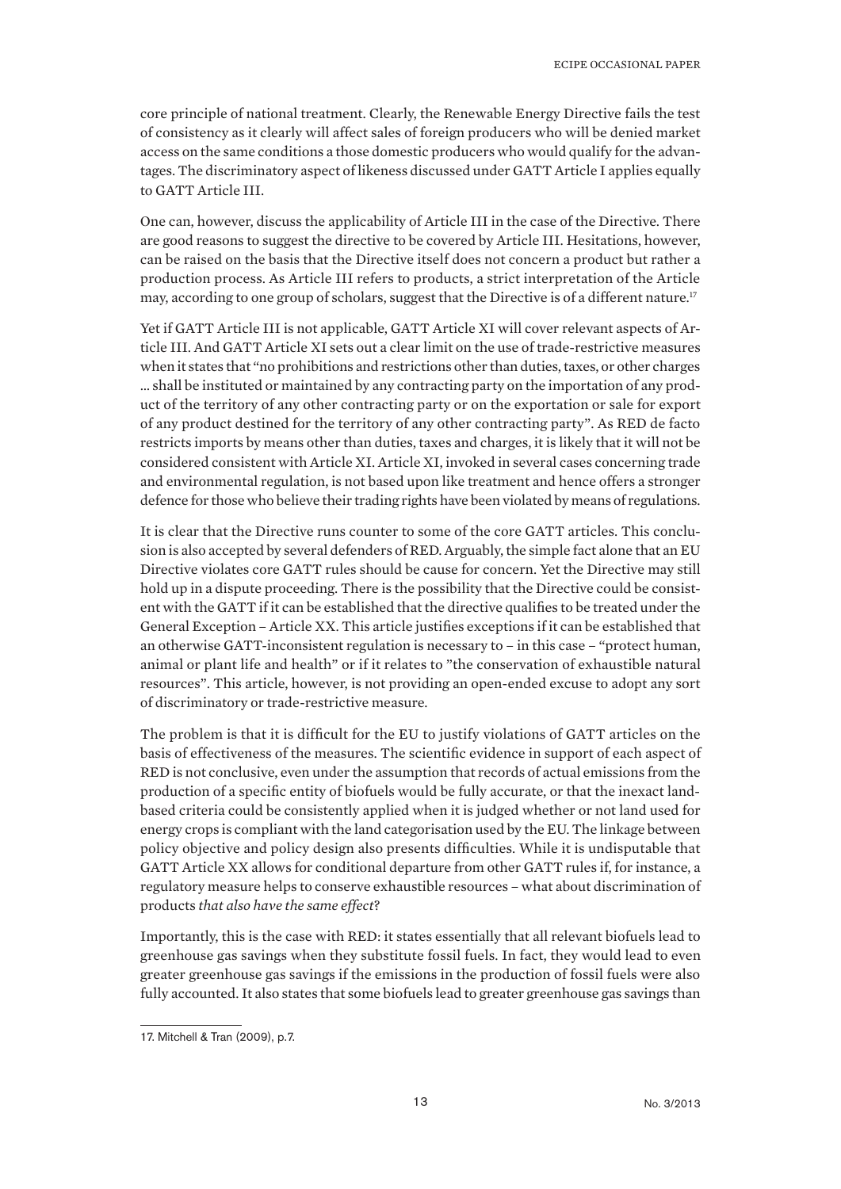core principle of national treatment. Clearly, the Renewable Energy Directive fails the test of consistency as it clearly will affect sales of foreign producers who will be denied market access on the same conditions a those domestic producers who would qualify for the advantages. The discriminatory aspect of likeness discussed under GATT Article I applies equally to GATT Article III.

One can, however, discuss the applicability of Article III in the case of the Directive. There are good reasons to suggest the directive to be covered by Article III. Hesitations, however, can be raised on the basis that the Directive itself does not concern a product but rather a production process. As Article III refers to products, a strict interpretation of the Article may, according to one group of scholars, suggest that the Directive is of a different nature.[17]

Yet if GATT Article III is not applicable, GATT Article XI will cover relevant aspects of Article III. And GATT Article XI sets out a clear limit on the use of trade-restrictive measures when it states that "no prohibitions and restrictions other than duties, taxes, or other charges … shall be instituted or maintained by any contracting party on the importation of any product of the territory of any other contracting party or on the exportation or sale for export of any product destined for the territory of any other contracting party". As RED de facto restricts imports by means other than duties, taxes and charges, it is likely that it will not be considered consistent with Article XI. Article XI, invoked in several cases concerning trade and environmental regulation, is not based upon like treatment and hence offers a stronger defence for those who believe their trading rights have been violated by means of regulations.

It is clear that the Directive runs counter to some of the core GATT articles. This conclusion is also accepted by several defenders of RED. Arguably, the simple fact alone that an EU Directive violates core GATT rules should be cause for concern. Yet the Directive may still hold up in a dispute proceeding. There is the possibility that the Directive could be consistent with the GATT if it can be established that the directive qualifies to be treated under the General Exception – Article XX. This article justifies exceptions if it can be established that an otherwise GATT-inconsistent regulation is necessary to – in this case – "protect human, animal or plant life and health" or if it relates to "the conservation of exhaustible natural resources". This article, however, is not providing an open-ended excuse to adopt any sort of discriminatory or trade-restrictive measure.

The problem is that it is difficult for the EU to justify violations of GATT articles on the basis of effectiveness of the measures. The scientific evidence in support of each aspect of RED is not conclusive, even under the assumption that records of actual emissions from the production of a specific entity of biofuels would be fully accurate, or that the inexact land-based criteria could be consistently applied when it is judged whether or not land used for energy crops is compliant with the land categorisation used by the EU. The linkage between policy objective and policy design also presents difficulties. While it is undisputable that GATT Article XX allows for conditional departure from other GATT rules if, for instance, a regulatory measure helps to conserve exhaustible resources – what about discrimination of products *that also have the same effect*?

Importantly, this is the case with RED: it states essentially that all relevant biofuels lead to greenhouse gas savings when they substitute fossil fuels. In fact, they would lead to even greater greenhouse gas savings if the emissions in the production of fossil fuels were also fully accounted. It also states that some biofuels lead to greater greenhouse gas savings than

17. Mitchell & Tran (2009), p.7.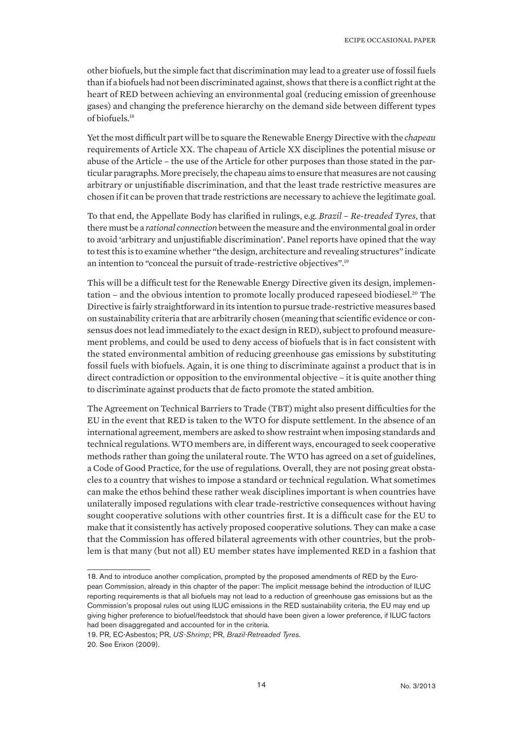other biofuels, but the simple fact that discrimination may lead to a greater use of fossil fuels than if a biofuels had not been discriminated against, shows that there is a conflict right at the heart of RED between achieving an environmental goal (reducing emission of greenhouse gases) and changing the preference hierarchy on the demand side between different types of biofuels.[18]

Yet the most difficult part will be to square the Renewable Energy Directive with the *chapeau* requirements of Article XX. The chapeau of Article XX disciplines the potential misuse or abuse of the Article – the use of the Article for other purposes than those stated in the particular paragraphs. More precisely, the chapeau aims to ensure that measures are not causing arbitrary or unjustifiable discrimination, and that the least trade restrictive measures are chosen if it can be proven that trade restrictions are necessary to achieve the legitimate goal.

To that end, the Appellate Body has clarified in rulings, e.g. *Brazil – Re-treaded Tyres*, that there must be a *rational connection* between the measure and the environmental goal in order to avoid 'arbitrary and unjustifiable discrimination'. Panel reports have opined that the way to test this is to examine whether "the design, architecture and revealing structures" indicate an intention to "conceal the pursuit of trade-restrictive objectives".[19]

This will be a difficult test for the Renewable Energy Directive given its design, implementation – and the obvious intention to promote locally produced rapeseed biodiesel.[20] The Directive is fairly straightforward in its intention to pursue trade-restrictive measures based on sustainability criteria that are arbitrarily chosen (meaning that scientific evidence or consensus does not lead immediately to the exact design in RED), subject to profound measurement problems, and could be used to deny access of biofuels that is in fact consistent with the stated environmental ambition of reducing greenhouse gas emissions by substituting fossil fuels with biofuels. Again, it is one thing to discriminate against a product that is in direct contradiction or opposition to the environmental objective – it is quite another thing to discriminate against products that de facto promote the stated ambition.

The Agreement on Technical Barriers to Trade (TBT) might also present difficulties for the EU in the event that RED is taken to the WTO for dispute settlement. In the absence of an international agreement, members are asked to show restraint when imposing standards and technical regulations. WTO members are, in different ways, encouraged to seek cooperative methods rather than going the unilateral route. The WTO has agreed on a set of guidelines, a Code of Good Practice, for the use of regulations. Overall, they are not posing great obstacles to a country that wishes to impose a standard or technical regulation. What sometimes can make the ethos behind these rather weak disciplines important is when countries have unilaterally imposed regulations with clear trade-restrictive consequences without having sought cooperative solutions with other countries first. It is a difficult case for the EU to make that it consistently has actively proposed cooperative solutions. They can make a case that the Commission has offered bilateral agreements with other countries, but the problem is that many (but not all) EU member states have implemented RED in a fashion that

---

18. And to introduce another complication, prompted by the proposed amendments of RED by the European Commission, already in this chapter of the paper: The implicit message behind the introduction of ILUC reporting requirements is that all biofuels may not lead to a reduction of greenhouse gas emissions but as the Commission's proposal rules out using ILUC emissions in the RED sustainability criteria, the EU may end up giving higher preference to biofuel/feedstock that should have been given a lower preference, if ILUC factors had been disaggregated and accounted for in the criteria.

19. PR, EC-Asbestos; PR, *US-Shrimp*; PR, *Brazil-Retreaded Tyres*.

20. See Erixon (2009).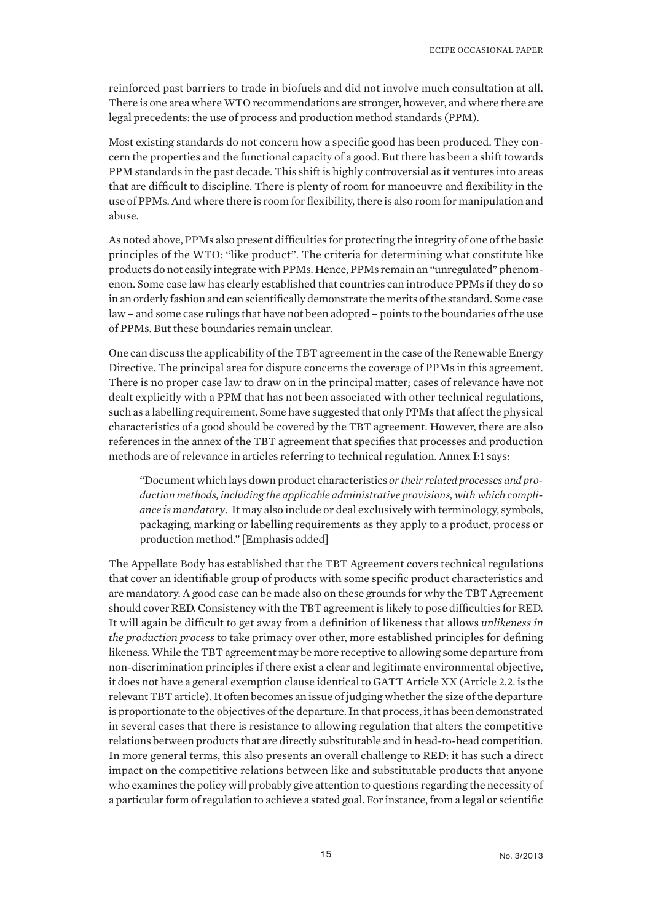reinforced past barriers to trade in biofuels and did not involve much consultation at all. There is one area where WTO recommendations are stronger, however, and where there are legal precedents: the use of process and production method standards (PPM).

Most existing standards do not concern how a specific good has been produced. They concern the properties and the functional capacity of a good. But there has been a shift towards PPM standards in the past decade. This shift is highly controversial as it ventures into areas that are difficult to discipline. There is plenty of room for manoeuvre and flexibility in the use of PPMs. And where there is room for flexibility, there is also room for manipulation and abuse.

As noted above, PPMs also present difficulties for protecting the integrity of one of the basic principles of the WTO: "like product". The criteria for determining what constitute like products do not easily integrate with PPMs. Hence, PPMs remain an "unregulated" phenomenon. Some case law has clearly established that countries can introduce PPMs if they do so in an orderly fashion and can scientifically demonstrate the merits of the standard. Some case law – and some case rulings that have not been adopted – points to the boundaries of the use of PPMs. But these boundaries remain unclear.

One can discuss the applicability of the TBT agreement in the case of the Renewable Energy Directive. The principal area for dispute concerns the coverage of PPMs in this agreement. There is no proper case law to draw on in the principal matter; cases of relevance have not dealt explicitly with a PPM that has not been associated with other technical regulations, such as a labelling requirement. Some have suggested that only PPMs that affect the physical characteristics of a good should be covered by the TBT agreement. However, there are also references in the annex of the TBT agreement that specifies that processes and production methods are of relevance in articles referring to technical regulation. Annex I:1 says:

> "Document which lays down product characteristics *or their related processes and production methods, including the applicable administrative provisions, with which compliance is mandatory*. It may also include or deal exclusively with terminology, symbols, packaging, marking or labelling requirements as they apply to a product, process or production method." [Emphasis added]

The Appellate Body has established that the TBT Agreement covers technical regulations that cover an identifiable group of products with some specific product characteristics and are mandatory. A good case can be made also on these grounds for why the TBT Agreement should cover RED. Consistency with the TBT agreement is likely to pose difficulties for RED. It will again be difficult to get away from a definition of likeness that allows *unlikeness in the production process* to take primacy over other, more established principles for defining likeness. While the TBT agreement may be more receptive to allowing some departure from non-discrimination principles if there exist a clear and legitimate environmental objective, it does not have a general exemption clause identical to GATT Article XX (Article 2.2. is the relevant TBT article). It often becomes an issue of judging whether the size of the departure is proportionate to the objectives of the departure. In that process, it has been demonstrated in several cases that there is resistance to allowing regulation that alters the competitive relations between products that are directly substitutable and in head-to-head competition. In more general terms, this also presents an overall challenge to RED: it has such a direct impact on the competitive relations between like and substitutable products that anyone who examines the policy will probably give attention to questions regarding the necessity of a particular form of regulation to achieve a stated goal. For instance, from a legal or scientific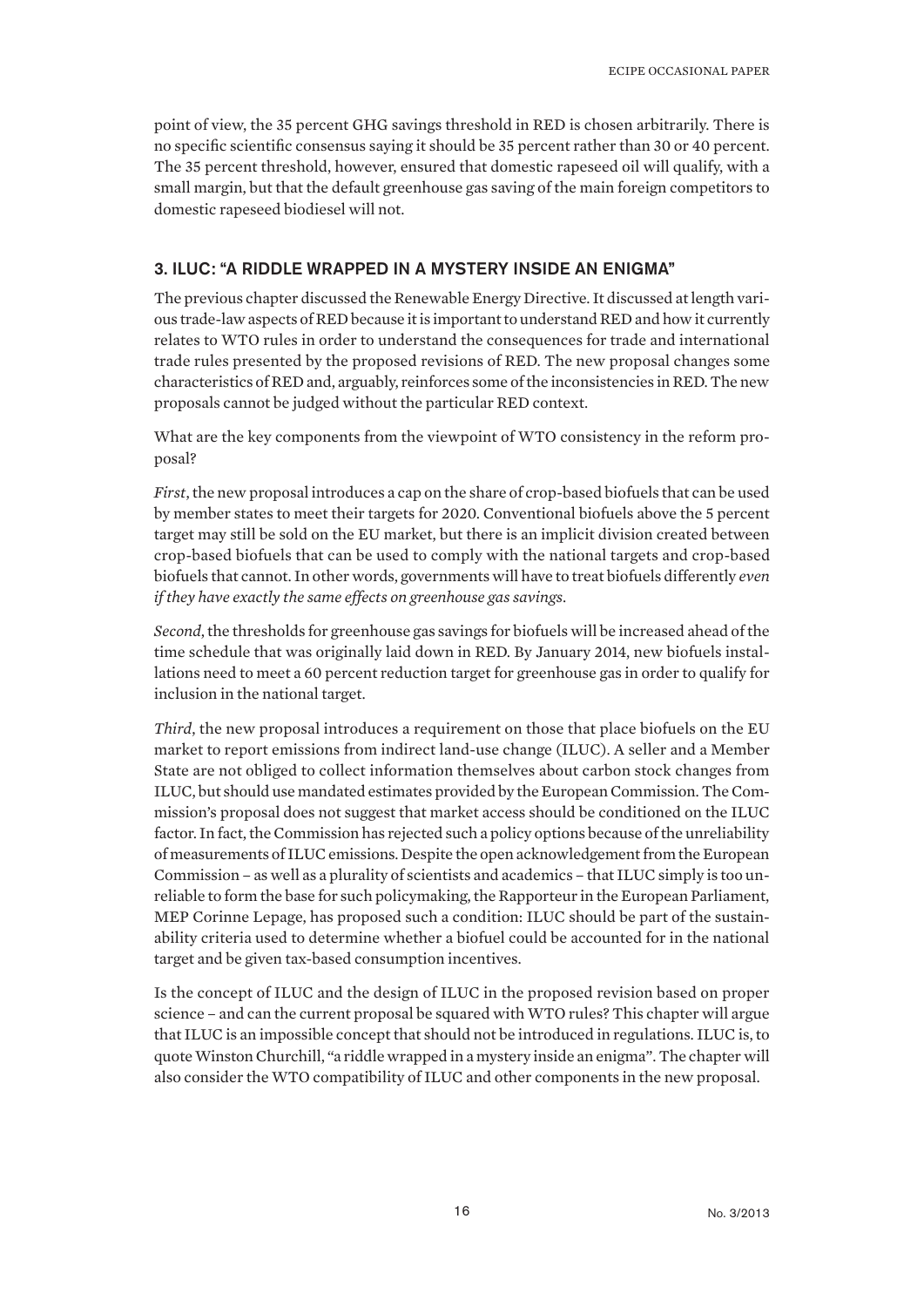point of view, the 35 percent GHG savings threshold in RED is chosen arbitrarily. There is no specific scientific consensus saying it should be 35 percent rather than 30 or 40 percent. The 35 percent threshold, however, ensured that domestic rapeseed oil will qualify, with a small margin, but that the default greenhouse gas saving of the main foreign competitors to domestic rapeseed biodiesel will not.

## 3. ILUC: "A RIDDLE WRAPPED IN A MYSTERY INSIDE AN ENIGMA"

The previous chapter discussed the Renewable Energy Directive. It discussed at length various trade-law aspects of RED because it is important to understand RED and how it currently relates to WTO rules in order to understand the consequences for trade and international trade rules presented by the proposed revisions of RED. The new proposal changes some characteristics of RED and, arguably, reinforces some of the inconsistencies in RED. The new proposals cannot be judged without the particular RED context.

What are the key components from the viewpoint of WTO consistency in the reform proposal?

*First*, the new proposal introduces a cap on the share of crop-based biofuels that can be used by member states to meet their targets for 2020. Conventional biofuels above the 5 percent target may still be sold on the EU market, but there is an implicit division created between crop-based biofuels that can be used to comply with the national targets and crop-based biofuels that cannot. In other words, governments will have to treat biofuels differently *even if they have exactly the same effects on greenhouse gas savings*.

*Second*, the thresholds for greenhouse gas savings for biofuels will be increased ahead of the time schedule that was originally laid down in RED. By January 2014, new biofuels installations need to meet a 60 percent reduction target for greenhouse gas in order to qualify for inclusion in the national target.

*Third*, the new proposal introduces a requirement on those that place biofuels on the EU market to report emissions from indirect land-use change (ILUC). A seller and a Member State are not obliged to collect information themselves about carbon stock changes from ILUC, but should use mandated estimates provided by the European Commission. The Commission's proposal does not suggest that market access should be conditioned on the ILUC factor. In fact, the Commission has rejected such a policy options because of the unreliability of measurements of ILUC emissions. Despite the open acknowledgement from the European Commission – as well as a plurality of scientists and academics – that ILUC simply is too unreliable to form the base for such policymaking, the Rapporteur in the European Parliament, MEP Corinne Lepage, has proposed such a condition: ILUC should be part of the sustainability criteria used to determine whether a biofuel could be accounted for in the national target and be given tax-based consumption incentives.

Is the concept of ILUC and the design of ILUC in the proposed revision based on proper science – and can the current proposal be squared with WTO rules? This chapter will argue that ILUC is an impossible concept that should not be introduced in regulations. ILUC is, to quote Winston Churchill, "a riddle wrapped in a mystery inside an enigma". The chapter will also consider the WTO compatibility of ILUC and other components in the new proposal.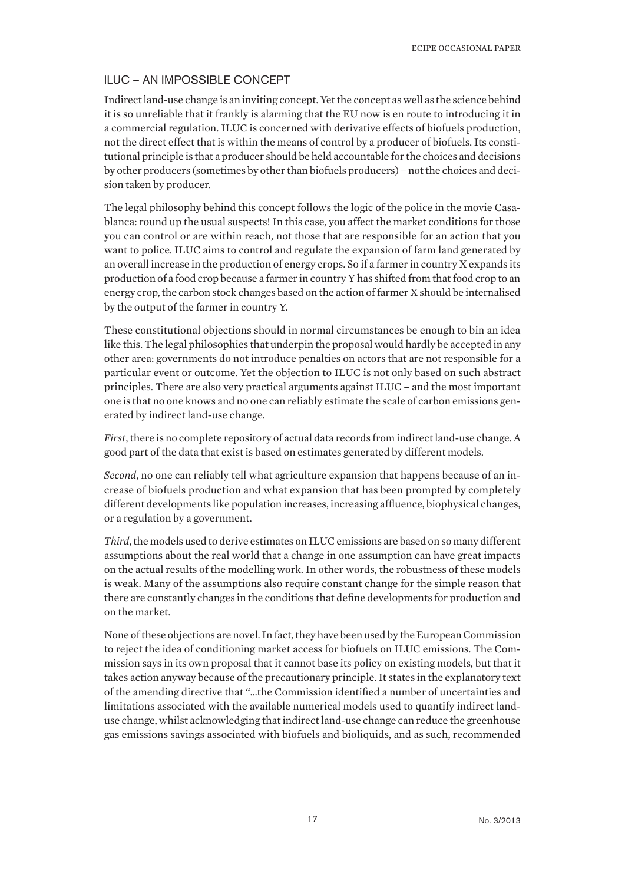## ILUC – AN IMPOSSIBLE CONCEPT

Indirect land-use change is an inviting concept. Yet the concept as well as the science behind it is so unreliable that it frankly is alarming that the EU now is en route to introducing it in a commercial regulation. ILUC is concerned with derivative effects of biofuels production, not the direct effect that is within the means of control by a producer of biofuels. Its constitutional principle is that a producer should be held accountable for the choices and decisions by other producers (sometimes by other than biofuels producers) – not the choices and decision taken by producer.

The legal philosophy behind this concept follows the logic of the police in the movie Casablanca: round up the usual suspects! In this case, you affect the market conditions for those you can control or are within reach, not those that are responsible for an action that you want to police. ILUC aims to control and regulate the expansion of farm land generated by an overall increase in the production of energy crops. So if a farmer in country X expands its production of a food crop because a farmer in country Y has shifted from that food crop to an energy crop, the carbon stock changes based on the action of farmer X should be internalised by the output of the farmer in country Y.

These constitutional objections should in normal circumstances be enough to bin an idea like this. The legal philosophies that underpin the proposal would hardly be accepted in any other area: governments do not introduce penalties on actors that are not responsible for a particular event or outcome. Yet the objection to ILUC is not only based on such abstract principles. There are also very practical arguments against ILUC – and the most important one is that no one knows and no one can reliably estimate the scale of carbon emissions generated by indirect land-use change.

*First*, there is no complete repository of actual data records from indirect land-use change. A good part of the data that exist is based on estimates generated by different models.

*Second*, no one can reliably tell what agriculture expansion that happens because of an increase of biofuels production and what expansion that has been prompted by completely different developments like population increases, increasing affluence, biophysical changes, or a regulation by a government.

*Third*, the models used to derive estimates on ILUC emissions are based on so many different assumptions about the real world that a change in one assumption can have great impacts on the actual results of the modelling work. In other words, the robustness of these models is weak. Many of the assumptions also require constant change for the simple reason that there are constantly changes in the conditions that define developments for production and on the market.

None of these objections are novel. In fact, they have been used by the European Commission to reject the idea of conditioning market access for biofuels on ILUC emissions. The Commission says in its own proposal that it cannot base its policy on existing models, but that it takes action anyway because of the precautionary principle. It states in the explanatory text of the amending directive that "…the Commission identified a number of uncertainties and limitations associated with the available numerical models used to quantify indirect land-use change, whilst acknowledging that indirect land-use change can reduce the greenhouse gas emissions savings associated with biofuels and bioliquids, and as such, recommended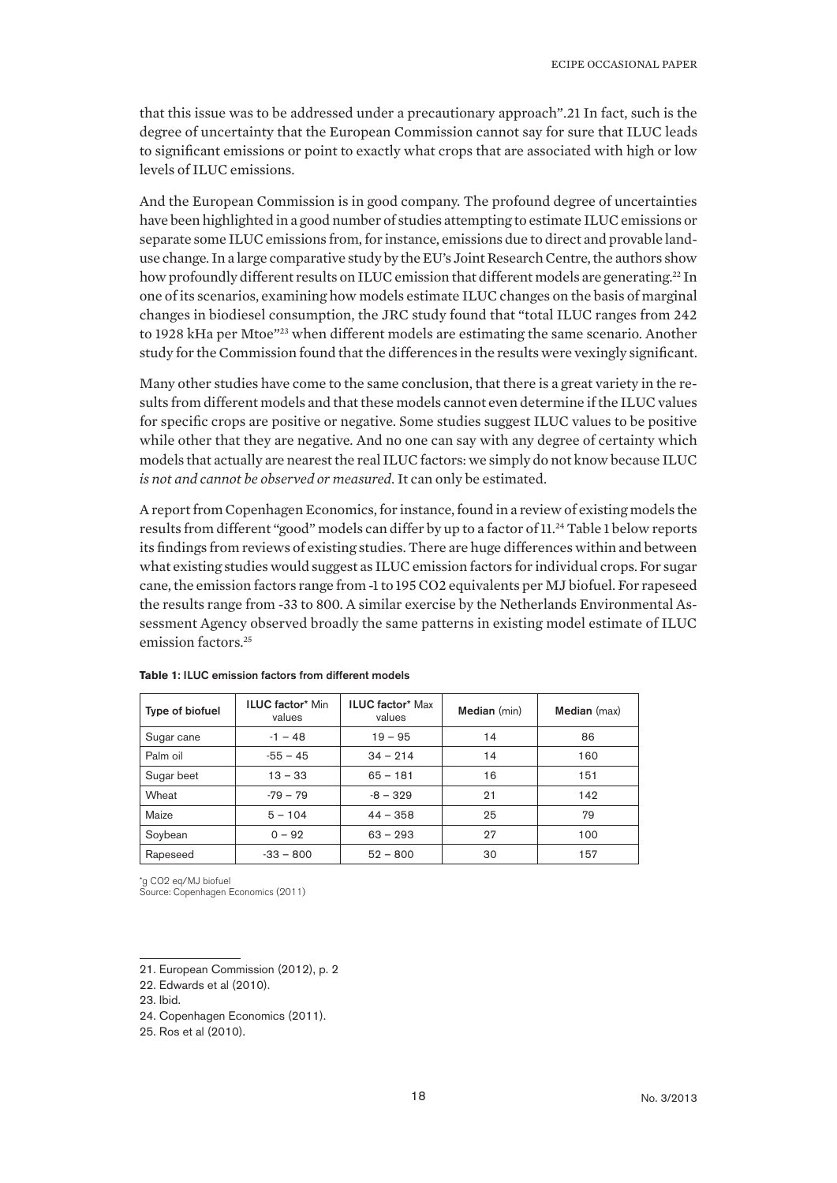that this issue was to be addressed under a precautionary approach".21 In fact, such is the degree of uncertainty that the European Commission cannot say for sure that ILUC leads to significant emissions or point to exactly what crops that are associated with high or low levels of ILUC emissions.

And the European Commission is in good company. The profound degree of uncertainties have been highlighted in a good number of studies attempting to estimate ILUC emissions or separate some ILUC emissions from, for instance, emissions due to direct and provable land-use change. In a large comparative study by the EU's Joint Research Centre, the authors show how profoundly different results on ILUC emission that different models are generating.[22] In one of its scenarios, examining how models estimate ILUC changes on the basis of marginal changes in biodiesel consumption, the JRC study found that "total ILUC ranges from 242 to 1928 kHa per Mtoe"[23] when different models are estimating the same scenario. Another study for the Commission found that the differences in the results were vexingly significant.

Many other studies have come to the same conclusion, that there is a great variety in the results from different models and that these models cannot even determine if the ILUC values for specific crops are positive or negative. Some studies suggest ILUC values to be positive while other that they are negative. And no one can say with any degree of certainty which models that actually are nearest the real ILUC factors: we simply do not know because ILUC *is not and cannot be observed or measured*. It can only be estimated.

A report from Copenhagen Economics, for instance, found in a review of existing models the results from different "good" models can differ by up to a factor of 11.[24] Table 1 below reports its findings from reviews of existing studies. There are huge differences within and between what existing studies would suggest as ILUC emission factors for individual crops. For sugar cane, the emission factors range from -1 to 195 CO2 equivalents per MJ biofuel. For rapeseed the results range from -33 to 800. A similar exercise by the Netherlands Environmental Assessment Agency observed broadly the same patterns in existing model estimate of ILUC emission factors.[25]

**Table 1:** ILUC emission factors from different models

| Type of biofuel | **ILUC factor*** Min values | **ILUC factor*** Max values | **Median** (min) | **Median** (max) |
|---|---|---|---|---|
| Sugar cane | -1 – 48 | 19 – 95 | 14 | 86 |
| Palm oil | -55 – 45 | 34 – 214 | 14 | 160 |
| Sugar beet | 13 – 33 | 65 – 181 | 16 | 151 |
| Wheat | -79 – 79 | -8 – 329 | 21 | 142 |
| Maize | 5 – 104 | 44 – 358 | 25 | 79 |
| Soybean | 0 – 92 | 63 – 293 | 27 | 100 |
| Rapeseed | -33 – 800 | 52 – 800 | 30 | 157 |

*g CO2 eq/MJ biofuel
Source: Copenhagen Economics (2011)

---

21. European Commission (2012), p. 2
22. Edwards et al (2010).
23. Ibid.
24. Copenhagen Economics (2011).
25. Ros et al (2010).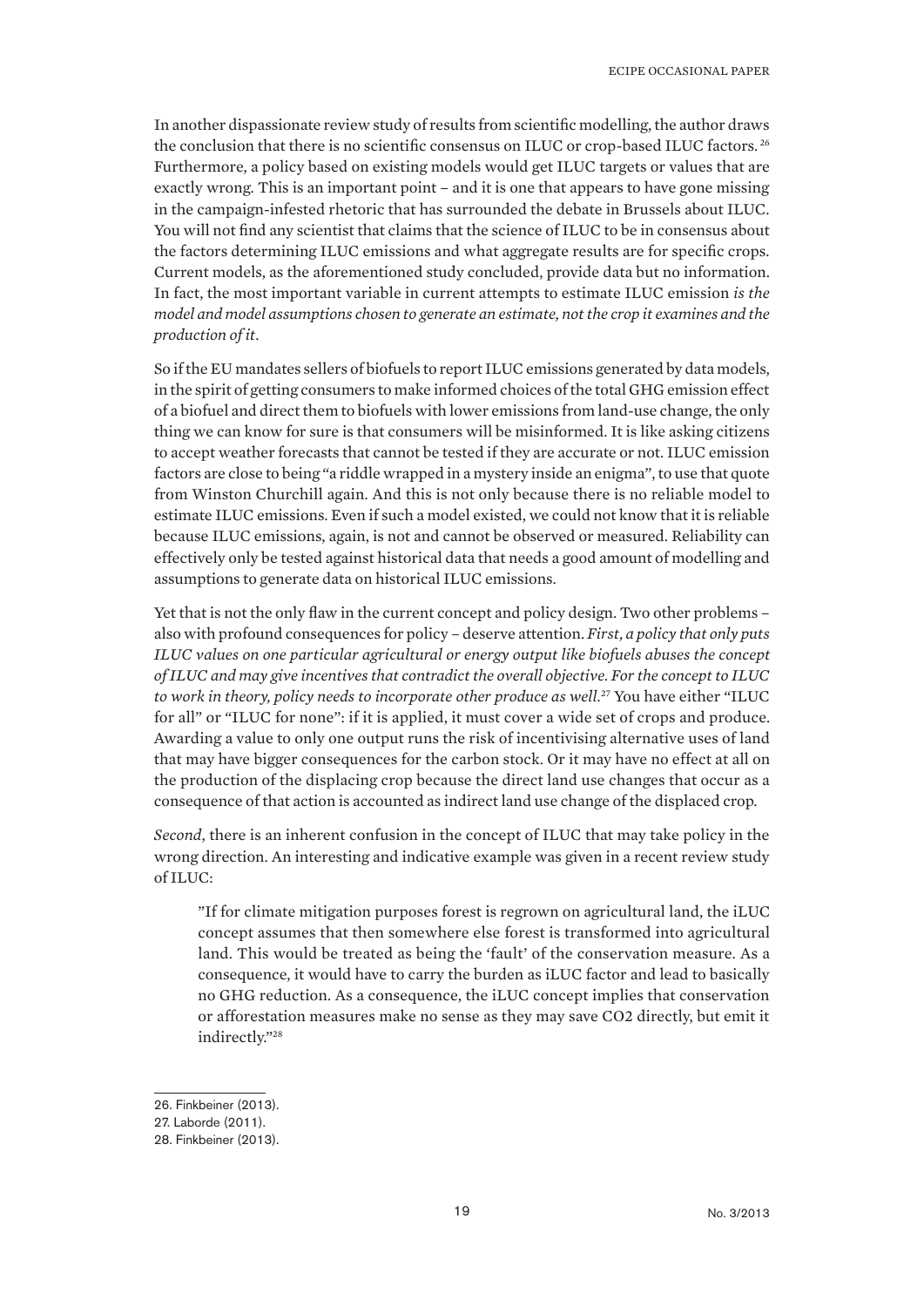In another dispassionate review study of results from scientific modelling, the author draws the conclusion that there is no scientific consensus on ILUC or crop-based ILUC factors. [26] Furthermore, a policy based on existing models would get ILUC targets or values that are exactly wrong. This is an important point – and it is one that appears to have gone missing in the campaign-infested rhetoric that has surrounded the debate in Brussels about ILUC. You will not find any scientist that claims that the science of ILUC to be in consensus about the factors determining ILUC emissions and what aggregate results are for specific crops. Current models, as the aforementioned study concluded, provide data but no information. In fact, the most important variable in current attempts to estimate ILUC emission *is the model and model assumptions chosen to generate an estimate, not the crop it examines and the production of it*.

So if the EU mandates sellers of biofuels to report ILUC emissions generated by data models, in the spirit of getting consumers to make informed choices of the total GHG emission effect of a biofuel and direct them to biofuels with lower emissions from land-use change, the only thing we can know for sure is that consumers will be misinformed. It is like asking citizens to accept weather forecasts that cannot be tested if they are accurate or not. ILUC emission factors are close to being "a riddle wrapped in a mystery inside an enigma", to use that quote from Winston Churchill again. And this is not only because there is no reliable model to estimate ILUC emissions. Even if such a model existed, we could not know that it is reliable because ILUC emissions, again, is not and cannot be observed or measured. Reliability can effectively only be tested against historical data that needs a good amount of modelling and assumptions to generate data on historical ILUC emissions.

Yet that is not the only flaw in the current concept and policy design. Two other problems – also with profound consequences for policy – deserve attention. *First, a policy that only puts ILUC values on one particular agricultural or energy output like biofuels abuses the concept of ILUC and may give incentives that contradict the overall objective. For the concept to ILUC to work in theory, policy needs to incorporate other produce as well.*[27] You have either "ILUC for all" or "ILUC for none": if it is applied, it must cover a wide set of crops and produce. Awarding a value to only one output runs the risk of incentivising alternative uses of land that may have bigger consequences for the carbon stock. Or it may have no effect at all on the production of the displacing crop because the direct land use changes that occur as a consequence of that action is accounted as indirect land use change of the displaced crop.

*Second*, there is an inherent confusion in the concept of ILUC that may take policy in the wrong direction. An interesting and indicative example was given in a recent review study of ILUC:

> "If for climate mitigation purposes forest is regrown on agricultural land, the iLUC concept assumes that then somewhere else forest is transformed into agricultural land. This would be treated as being the 'fault' of the conservation measure. As a consequence, it would have to carry the burden as iLUC factor and lead to basically no GHG reduction. As a consequence, the iLUC concept implies that conservation or afforestation measures make no sense as they may save CO2 directly, but emit it indirectly."[28]

---

26. Finkbeiner (2013).
27. Laborde (2011).
28. Finkbeiner (2013).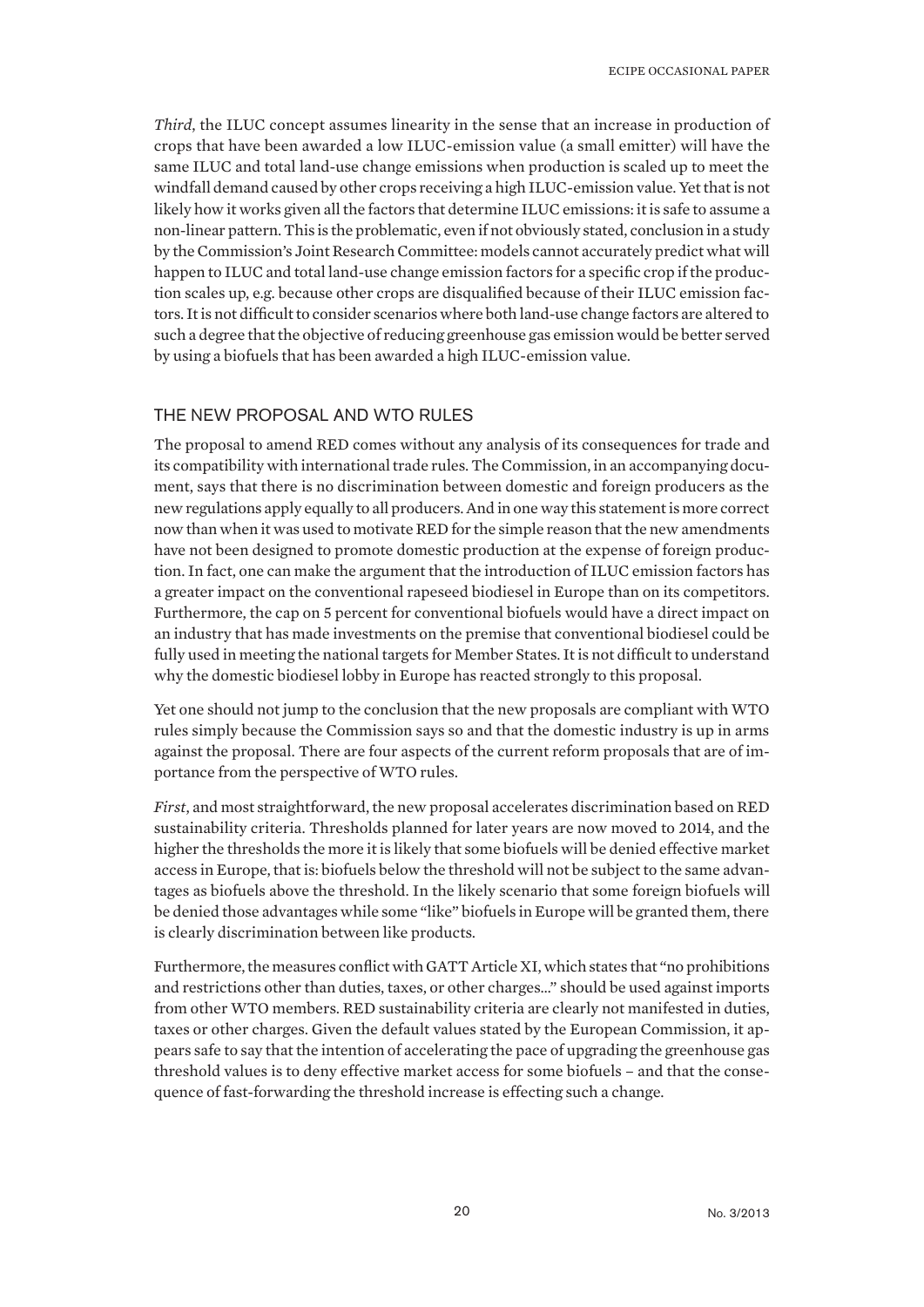*Third*, the ILUC concept assumes linearity in the sense that an increase in production of crops that have been awarded a low ILUC-emission value (a small emitter) will have the same ILUC and total land-use change emissions when production is scaled up to meet the windfall demand caused by other crops receiving a high ILUC-emission value. Yet that is not likely how it works given all the factors that determine ILUC emissions: it is safe to assume a non-linear pattern. This is the problematic, even if not obviously stated, conclusion in a study by the Commission's Joint Research Committee: models cannot accurately predict what will happen to ILUC and total land-use change emission factors for a specific crop if the production scales up, e.g. because other crops are disqualified because of their ILUC emission factors. It is not difficult to consider scenarios where both land-use change factors are altered to such a degree that the objective of reducing greenhouse gas emission would be better served by using a biofuels that has been awarded a high ILUC-emission value.

## THE NEW PROPOSAL AND WTO RULES

The proposal to amend RED comes without any analysis of its consequences for trade and its compatibility with international trade rules. The Commission, in an accompanying document, says that there is no discrimination between domestic and foreign producers as the new regulations apply equally to all producers. And in one way this statement is more correct now than when it was used to motivate RED for the simple reason that the new amendments have not been designed to promote domestic production at the expense of foreign production. In fact, one can make the argument that the introduction of ILUC emission factors has a greater impact on the conventional rapeseed biodiesel in Europe than on its competitors. Furthermore, the cap on 5 percent for conventional biofuels would have a direct impact on an industry that has made investments on the premise that conventional biodiesel could be fully used in meeting the national targets for Member States. It is not difficult to understand why the domestic biodiesel lobby in Europe has reacted strongly to this proposal.

Yet one should not jump to the conclusion that the new proposals are compliant with WTO rules simply because the Commission says so and that the domestic industry is up in arms against the proposal. There are four aspects of the current reform proposals that are of importance from the perspective of WTO rules.

*First*, and most straightforward, the new proposal accelerates discrimination based on RED sustainability criteria. Thresholds planned for later years are now moved to 2014, and the higher the thresholds the more it is likely that some biofuels will be denied effective market access in Europe, that is: biofuels below the threshold will not be subject to the same advantages as biofuels above the threshold. In the likely scenario that some foreign biofuels will be denied those advantages while some "like" biofuels in Europe will be granted them, there is clearly discrimination between like products.

Furthermore, the measures conflict with GATT Article XI, which states that "no prohibitions and restrictions other than duties, taxes, or other charges…" should be used against imports from other WTO members. RED sustainability criteria are clearly not manifested in duties, taxes or other charges. Given the default values stated by the European Commission, it appears safe to say that the intention of accelerating the pace of upgrading the greenhouse gas threshold values is to deny effective market access for some biofuels – and that the consequence of fast-forwarding the threshold increase is effecting such a change.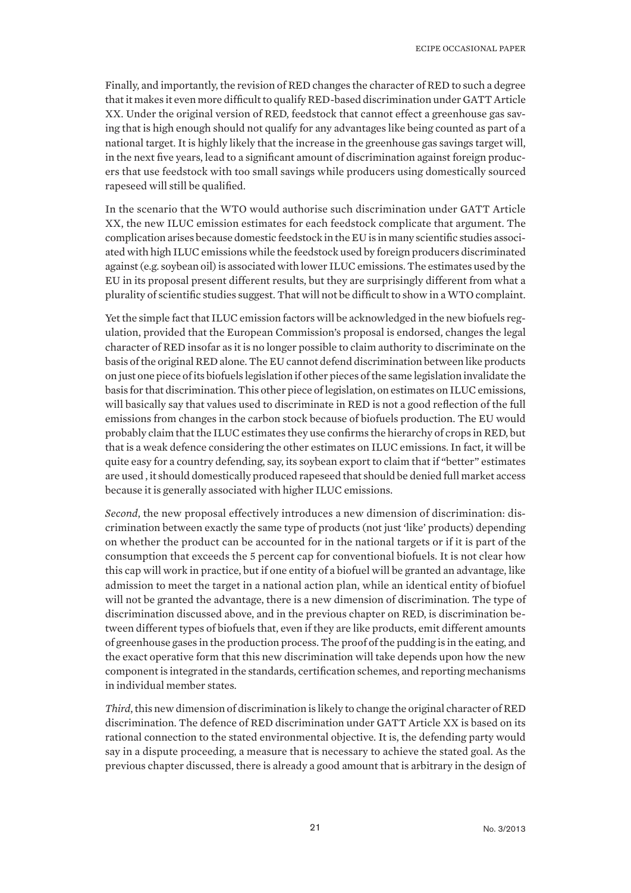Finally, and importantly, the revision of RED changes the character of RED to such a degree that it makes it even more difficult to qualify RED-based discrimination under GATT Article XX. Under the original version of RED, feedstock that cannot effect a greenhouse gas saving that is high enough should not qualify for any advantages like being counted as part of a national target. It is highly likely that the increase in the greenhouse gas savings target will, in the next five years, lead to a significant amount of discrimination against foreign producers that use feedstock with too small savings while producers using domestically sourced rapeseed will still be qualified.

In the scenario that the WTO would authorise such discrimination under GATT Article XX, the new ILUC emission estimates for each feedstock complicate that argument. The complication arises because domestic feedstock in the EU is in many scientific studies associated with high ILUC emissions while the feedstock used by foreign producers discriminated against (e.g. soybean oil) is associated with lower ILUC emissions. The estimates used by the EU in its proposal present different results, but they are surprisingly different from what a plurality of scientific studies suggest. That will not be difficult to show in a WTO complaint.

Yet the simple fact that ILUC emission factors will be acknowledged in the new biofuels regulation, provided that the European Commission's proposal is endorsed, changes the legal character of RED insofar as it is no longer possible to claim authority to discriminate on the basis of the original RED alone. The EU cannot defend discrimination between like products on just one piece of its biofuels legislation if other pieces of the same legislation invalidate the basis for that discrimination. This other piece of legislation, on estimates on ILUC emissions, will basically say that values used to discriminate in RED is not a good reflection of the full emissions from changes in the carbon stock because of biofuels production. The EU would probably claim that the ILUC estimates they use confirms the hierarchy of crops in RED, but that is a weak defence considering the other estimates on ILUC emissions. In fact, it will be quite easy for a country defending, say, its soybean export to claim that if "better" estimates are used , it should domestically produced rapeseed that should be denied full market access because it is generally associated with higher ILUC emissions.

*Second*, the new proposal effectively introduces a new dimension of discrimination: discrimination between exactly the same type of products (not just 'like' products) depending on whether the product can be accounted for in the national targets or if it is part of the consumption that exceeds the 5 percent cap for conventional biofuels. It is not clear how this cap will work in practice, but if one entity of a biofuel will be granted an advantage, like admission to meet the target in a national action plan, while an identical entity of biofuel will not be granted the advantage, there is a new dimension of discrimination. The type of discrimination discussed above, and in the previous chapter on RED, is discrimination between different types of biofuels that, even if they are like products, emit different amounts of greenhouse gases in the production process. The proof of the pudding is in the eating, and the exact operative form that this new discrimination will take depends upon how the new component is integrated in the standards, certification schemes, and reporting mechanisms in individual member states.

*Third*, this new dimension of discrimination is likely to change the original character of RED discrimination. The defence of RED discrimination under GATT Article XX is based on its rational connection to the stated environmental objective. It is, the defending party would say in a dispute proceeding, a measure that is necessary to achieve the stated goal. As the previous chapter discussed, there is already a good amount that is arbitrary in the design of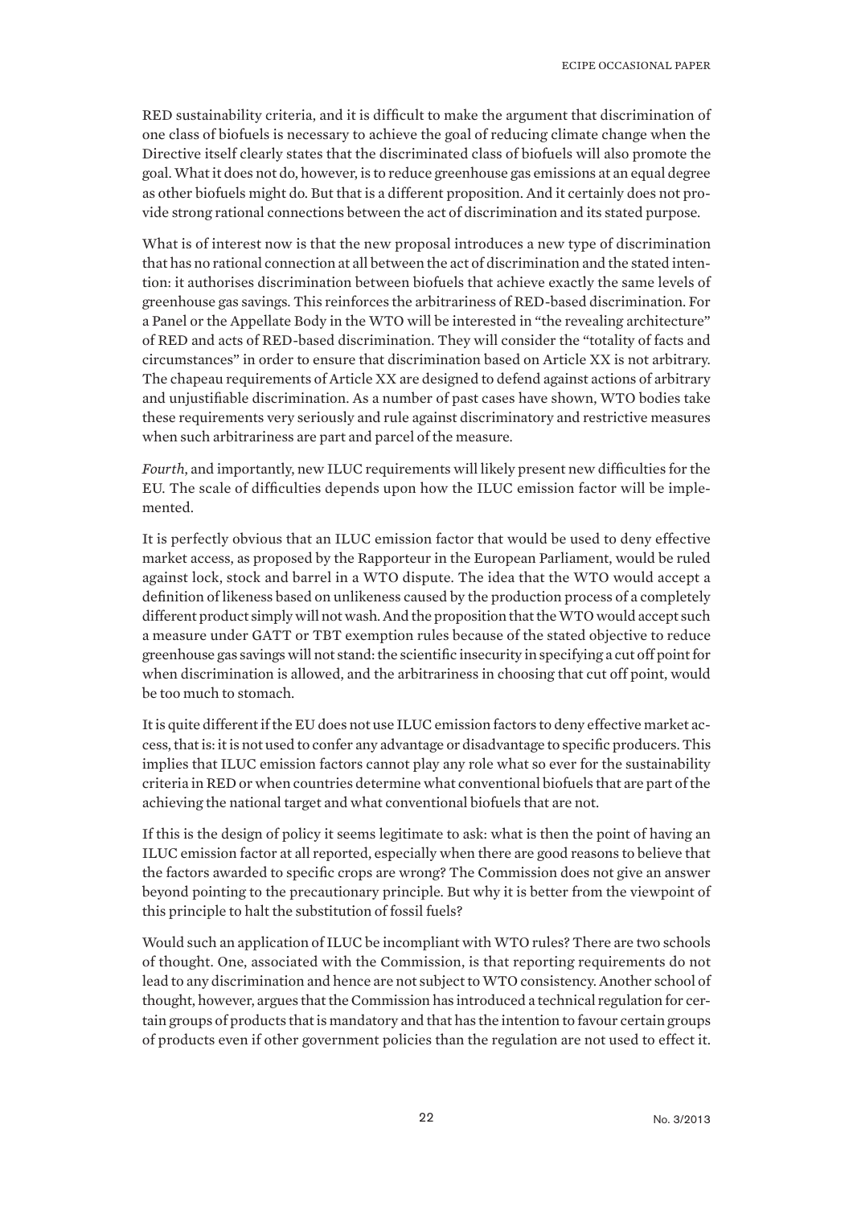RED sustainability criteria, and it is difficult to make the argument that discrimination of one class of biofuels is necessary to achieve the goal of reducing climate change when the Directive itself clearly states that the discriminated class of biofuels will also promote the goal. What it does not do, however, is to reduce greenhouse gas emissions at an equal degree as other biofuels might do. But that is a different proposition. And it certainly does not provide strong rational connections between the act of discrimination and its stated purpose.

What is of interest now is that the new proposal introduces a new type of discrimination that has no rational connection at all between the act of discrimination and the stated intention: it authorises discrimination between biofuels that achieve exactly the same levels of greenhouse gas savings. This reinforces the arbitrariness of RED-based discrimination. For a Panel or the Appellate Body in the WTO will be interested in "the revealing architecture" of RED and acts of RED-based discrimination. They will consider the "totality of facts and circumstances" in order to ensure that discrimination based on Article XX is not arbitrary. The chapeau requirements of Article XX are designed to defend against actions of arbitrary and unjustifiable discrimination. As a number of past cases have shown, WTO bodies take these requirements very seriously and rule against discriminatory and restrictive measures when such arbitrariness are part and parcel of the measure.

*Fourth*, and importantly, new ILUC requirements will likely present new difficulties for the EU. The scale of difficulties depends upon how the ILUC emission factor will be implemented.

It is perfectly obvious that an ILUC emission factor that would be used to deny effective market access, as proposed by the Rapporteur in the European Parliament, would be ruled against lock, stock and barrel in a WTO dispute. The idea that the WTO would accept a definition of likeness based on unlikeness caused by the production process of a completely different product simply will not wash. And the proposition that the WTO would accept such a measure under GATT or TBT exemption rules because of the stated objective to reduce greenhouse gas savings will not stand: the scientific insecurity in specifying a cut off point for when discrimination is allowed, and the arbitrariness in choosing that cut off point, would be too much to stomach.

It is quite different if the EU does not use ILUC emission factors to deny effective market access, that is: it is not used to confer any advantage or disadvantage to specific producers. This implies that ILUC emission factors cannot play any role what so ever for the sustainability criteria in RED or when countries determine what conventional biofuels that are part of the achieving the national target and what conventional biofuels that are not.

If this is the design of policy it seems legitimate to ask: what is then the point of having an ILUC emission factor at all reported, especially when there are good reasons to believe that the factors awarded to specific crops are wrong? The Commission does not give an answer beyond pointing to the precautionary principle. But why it is better from the viewpoint of this principle to halt the substitution of fossil fuels?

Would such an application of ILUC be incompliant with WTO rules? There are two schools of thought. One, associated with the Commission, is that reporting requirements do not lead to any discrimination and hence are not subject to WTO consistency. Another school of thought, however, argues that the Commission has introduced a technical regulation for certain groups of products that is mandatory and that has the intention to favour certain groups of products even if other government policies than the regulation are not used to effect it.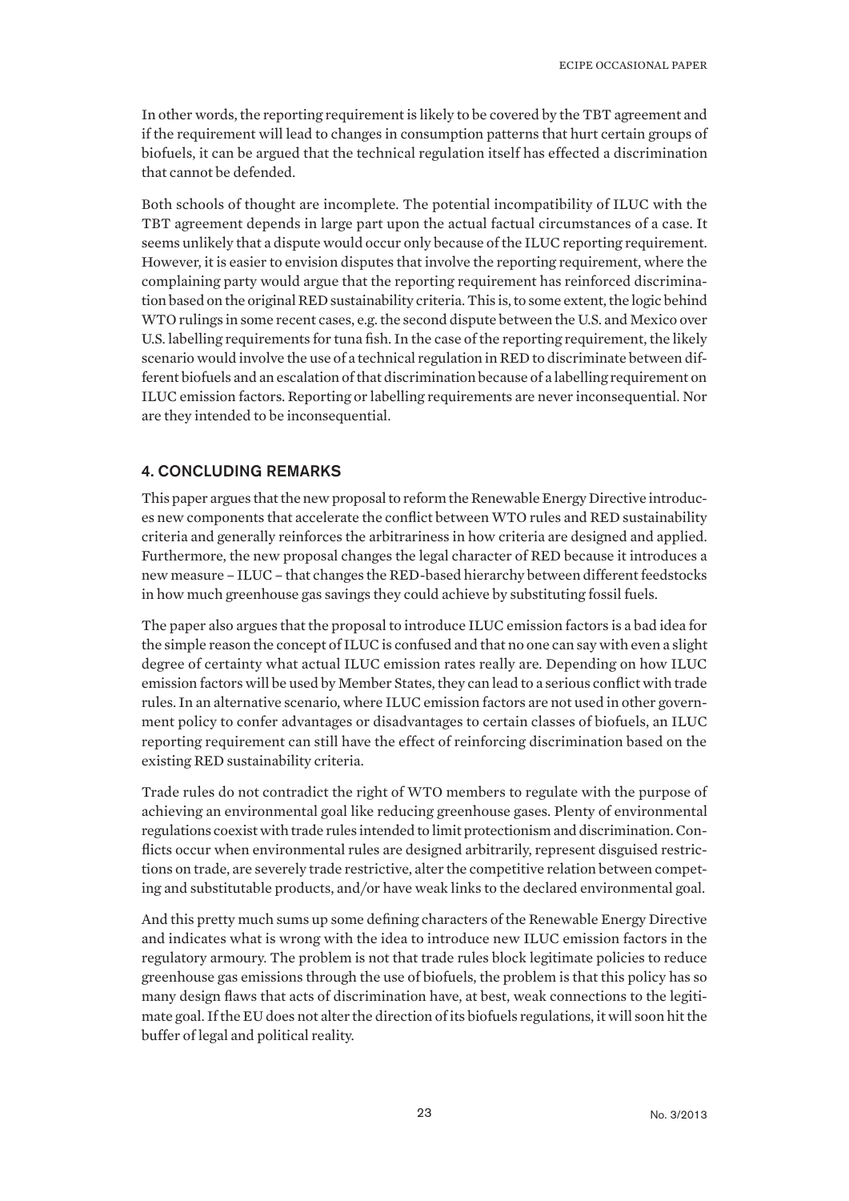In other words, the reporting requirement is likely to be covered by the TBT agreement and if the requirement will lead to changes in consumption patterns that hurt certain groups of biofuels, it can be argued that the technical regulation itself has effected a discrimination that cannot be defended.

Both schools of thought are incomplete. The potential incompatibility of ILUC with the TBT agreement depends in large part upon the actual factual circumstances of a case. It seems unlikely that a dispute would occur only because of the ILUC reporting requirement. However, it is easier to envision disputes that involve the reporting requirement, where the complaining party would argue that the reporting requirement has reinforced discrimination based on the original RED sustainability criteria. This is, to some extent, the logic behind WTO rulings in some recent cases, e.g. the second dispute between the U.S. and Mexico over U.S. labelling requirements for tuna fish. In the case of the reporting requirement, the likely scenario would involve the use of a technical regulation in RED to discriminate between different biofuels and an escalation of that discrimination because of a labelling requirement on ILUC emission factors. Reporting or labelling requirements are never inconsequential. Nor are they intended to be inconsequential.

## 4. CONCLUDING REMARKS

This paper argues that the new proposal to reform the Renewable Energy Directive introduces new components that accelerate the conflict between WTO rules and RED sustainability criteria and generally reinforces the arbitrariness in how criteria are designed and applied. Furthermore, the new proposal changes the legal character of RED because it introduces a new measure – ILUC – that changes the RED-based hierarchy between different feedstocks in how much greenhouse gas savings they could achieve by substituting fossil fuels.

The paper also argues that the proposal to introduce ILUC emission factors is a bad idea for the simple reason the concept of ILUC is confused and that no one can say with even a slight degree of certainty what actual ILUC emission rates really are. Depending on how ILUC emission factors will be used by Member States, they can lead to a serious conflict with trade rules. In an alternative scenario, where ILUC emission factors are not used in other government policy to confer advantages or disadvantages to certain classes of biofuels, an ILUC reporting requirement can still have the effect of reinforcing discrimination based on the existing RED sustainability criteria.

Trade rules do not contradict the right of WTO members to regulate with the purpose of achieving an environmental goal like reducing greenhouse gases. Plenty of environmental regulations coexist with trade rules intended to limit protectionism and discrimination. Conflicts occur when environmental rules are designed arbitrarily, represent disguised restrictions on trade, are severely trade restrictive, alter the competitive relation between competing and substitutable products, and/or have weak links to the declared environmental goal.

And this pretty much sums up some defining characters of the Renewable Energy Directive and indicates what is wrong with the idea to introduce new ILUC emission factors in the regulatory armoury. The problem is not that trade rules block legitimate policies to reduce greenhouse gas emissions through the use of biofuels, the problem is that this policy has so many design flaws that acts of discrimination have, at best, weak connections to the legitimate goal. If the EU does not alter the direction of its biofuels regulations, it will soon hit the buffer of legal and political reality.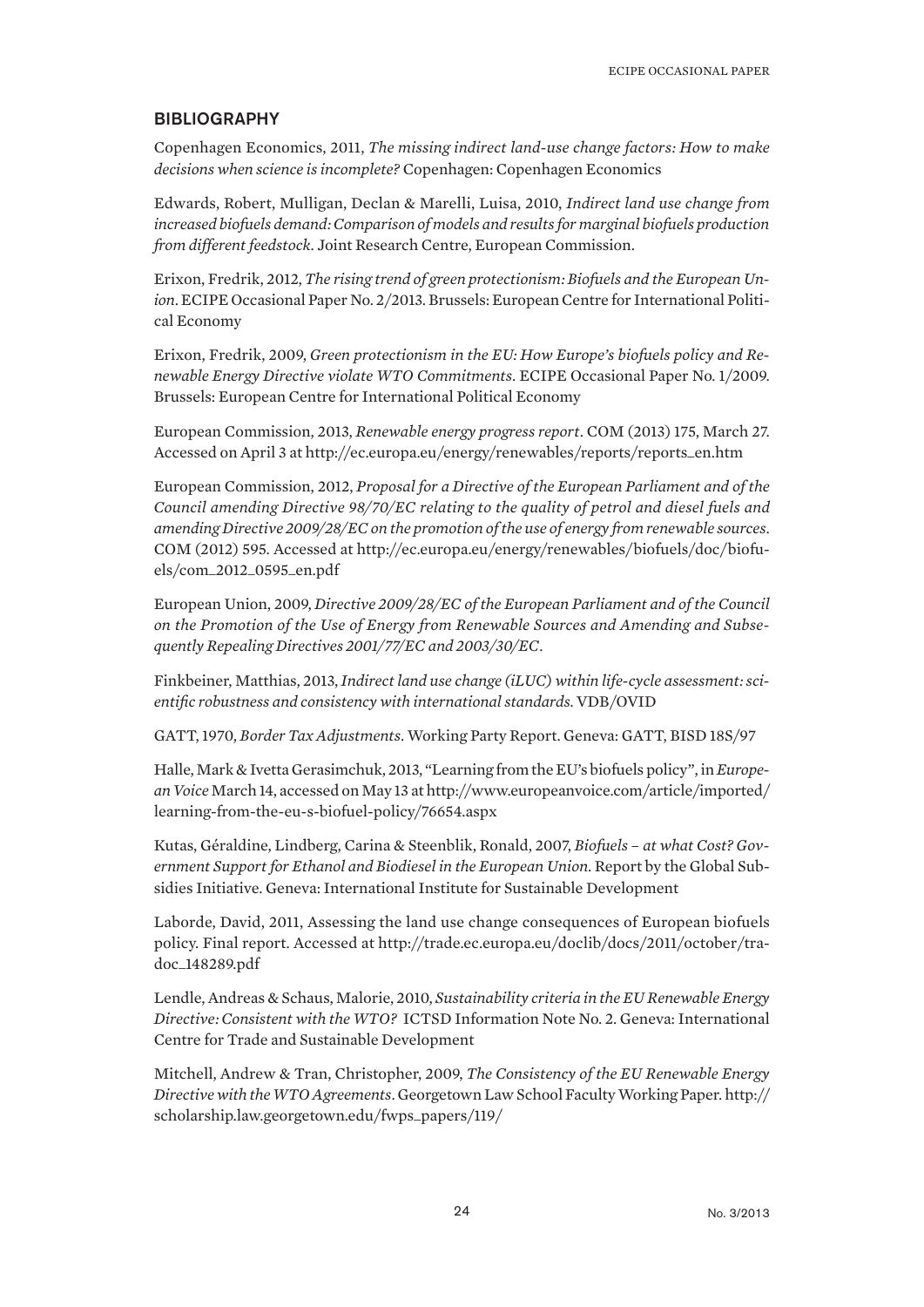## BIBLIOGRAPHY

Copenhagen Economics, 2011, *The missing indirect land-use change factors: How to make decisions when science is incomplete?* Copenhagen: Copenhagen Economics

Edwards, Robert, Mulligan, Declan & Marelli, Luisa, 2010, *Indirect land use change from increased biofuels demand: Comparison of models and results for marginal biofuels production from different feedstock*. Joint Research Centre, European Commission.

Erixon, Fredrik, 2012, *The rising trend of green protectionism: Biofuels and the European Union*. ECIPE Occasional Paper No. 2/2013. Brussels: European Centre for International Political Economy

Erixon, Fredrik, 2009, *Green protectionism in the EU: How Europe's biofuels policy and Renewable Energy Directive violate WTO Commitments*. ECIPE Occasional Paper No. 1/2009. Brussels: European Centre for International Political Economy

European Commission, 2013, *Renewable energy progress report*. COM (2013) 175, March 27. Accessed on April 3 at http://ec.europa.eu/energy/renewables/reports/reports_en.htm

European Commission, 2012, *Proposal for a Directive of the European Parliament and of the Council amending Directive 98/70/EC relating to the quality of petrol and diesel fuels and amending Directive 2009/28/EC on the promotion of the use of energy from renewable sources*. COM (2012) 595. Accessed at http://ec.europa.eu/energy/renewables/biofuels/doc/biofuels/com_2012_0595_en.pdf

European Union, 2009, *Directive 2009/28/EC of the European Parliament and of the Council on the Promotion of the Use of Energy from Renewable Sources and Amending and Subsequently Repealing Directives 2001/77/EC and 2003/30/EC*.

Finkbeiner, Matthias, 2013, *Indirect land use change (iLUC) within life-cycle assessment: scientific robustness and consistency with international standards*. VDB/OVID

GATT, 1970, *Border Tax Adjustments*. Working Party Report. Geneva: GATT, BISD 18S/97

Halle, Mark & Ivetta Gerasimchuk, 2013, "Learning from the EU's biofuels policy", in *European Voice* March 14, accessed on May 13 at http://www.europeanvoice.com/article/imported/learning-from-the-eu-s-biofuel-policy/76654.aspx

Kutas, Géraldine, Lindberg, Carina & Steenblik, Ronald, 2007, *Biofuels – at what Cost? Government Support for Ethanol and Biodiesel in the European Union*. Report by the Global Subsidies Initiative. Geneva: International Institute for Sustainable Development

Laborde, David, 2011, Assessing the land use change consequences of European biofuels policy. Final report. Accessed at http://trade.ec.europa.eu/doclib/docs/2011/october/tradoc_148289.pdf

Lendle, Andreas & Schaus, Malorie, 2010, *Sustainability criteria in the EU Renewable Energy Directive: Consistent with the WTO?* ICTSD Information Note No. 2. Geneva: International Centre for Trade and Sustainable Development

Mitchell, Andrew & Tran, Christopher, 2009, *The Consistency of the EU Renewable Energy Directive with the WTO Agreements*. Georgetown Law School Faculty Working Paper. http://scholarship.law.georgetown.edu/fwps_papers/119/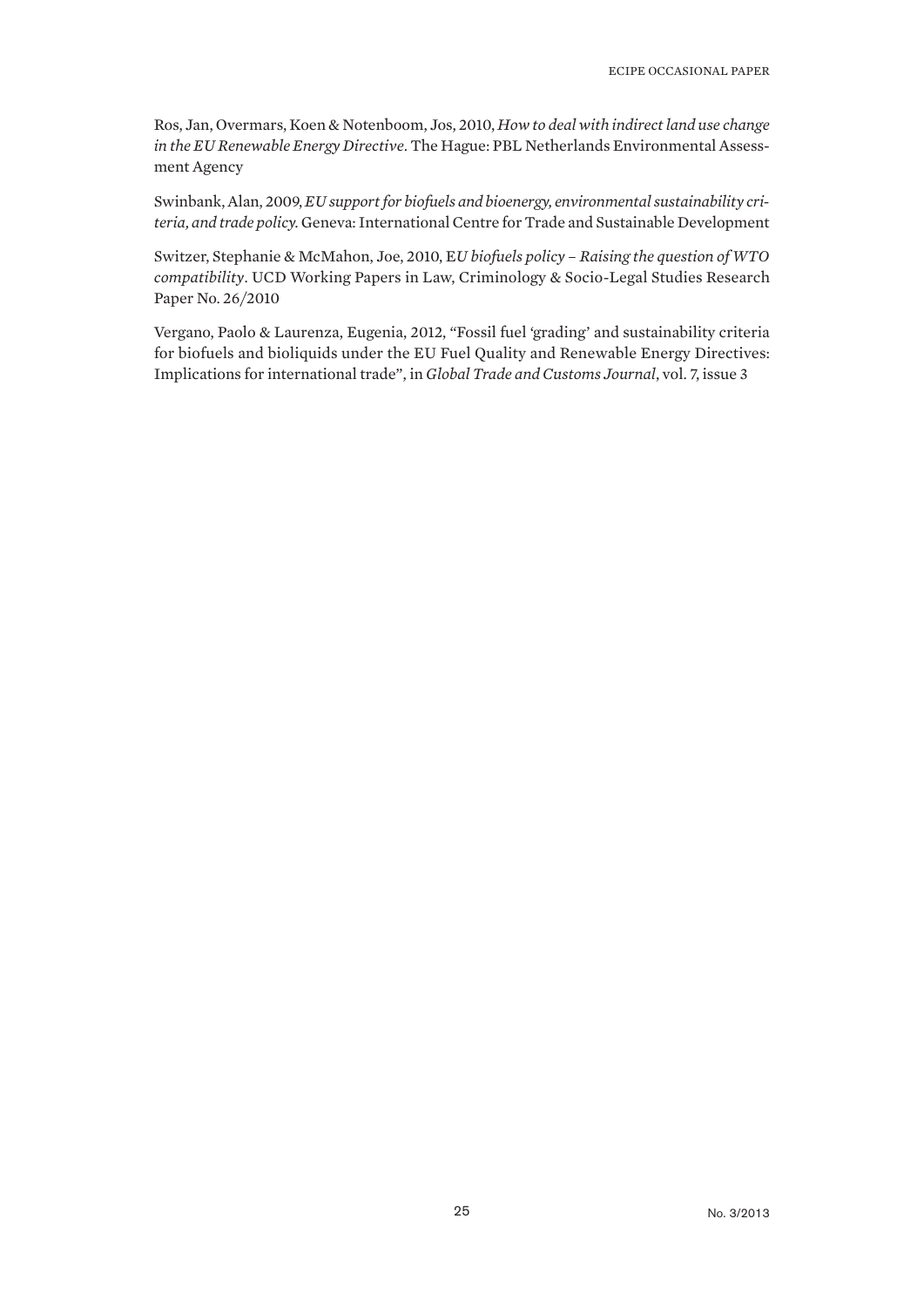Ros, Jan, Overmars, Koen & Notenboom, Jos, 2010, *How to deal with indirect land use change in the EU Renewable Energy Directive*. The Hague: PBL Netherlands Environmental Assessment Agency

Swinbank, Alan, 2009, *EU support for biofuels and bioenergy, environmental sustainability criteria, and trade policy*. Geneva: International Centre for Trade and Sustainable Development

Switzer, Stephanie & McMahon, Joe, 2010, E*U biofuels policy – Raising the question of WTO compatibility*. UCD Working Papers in Law, Criminology & Socio-Legal Studies Research Paper No. 26/2010

Vergano, Paolo & Laurenza, Eugenia, 2012, "Fossil fuel 'grading' and sustainability criteria for biofuels and bioliquids under the EU Fuel Quality and Renewable Energy Directives: Implications for international trade", in *Global Trade and Customs Journal*, vol. 7, issue 3